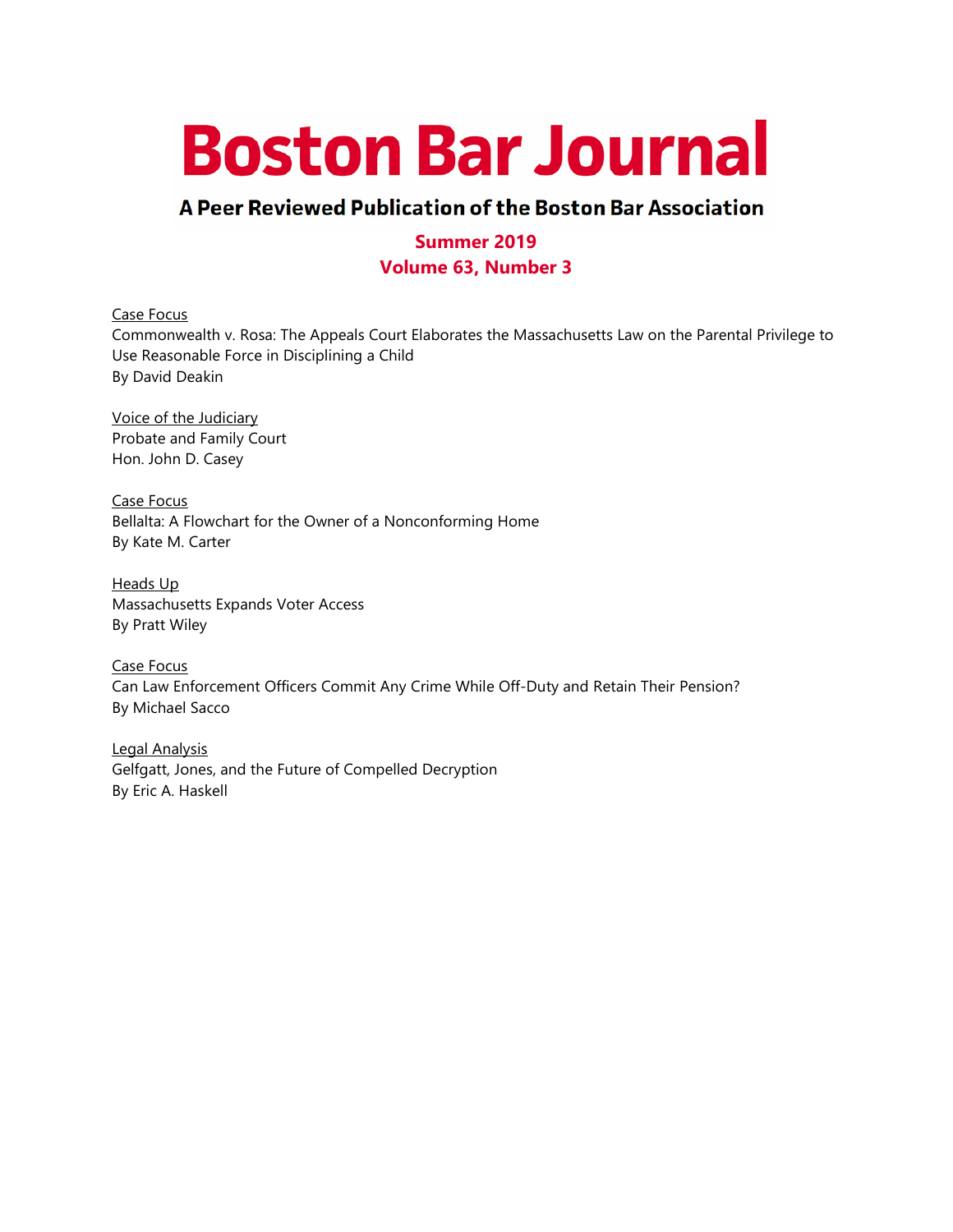# Boston Bar Journal

## A Peer Reviewed Publication of the Boston Bar Association

**Summer 2019**
**Volume 63, Number 3**

Case Focus
Commonwealth v. Rosa: The Appeals Court Elaborates the Massachusetts Law on the Parental Privilege to Use Reasonable Force in Disciplining a Child
By David Deakin

Voice of the Judiciary
Probate and Family Court
Hon. John D. Casey

Case Focus
Bellalta: A Flowchart for the Owner of a Nonconforming Home
By Kate M. Carter

Heads Up
Massachusetts Expands Voter Access
By Pratt Wiley

Case Focus
Can Law Enforcement Officers Commit Any Crime While Off-Duty and Retain Their Pension?
By Michael Sacco

Legal Analysis
Gelfgatt, Jones, and the Future of Compelled Decryption
By Eric A. Haskell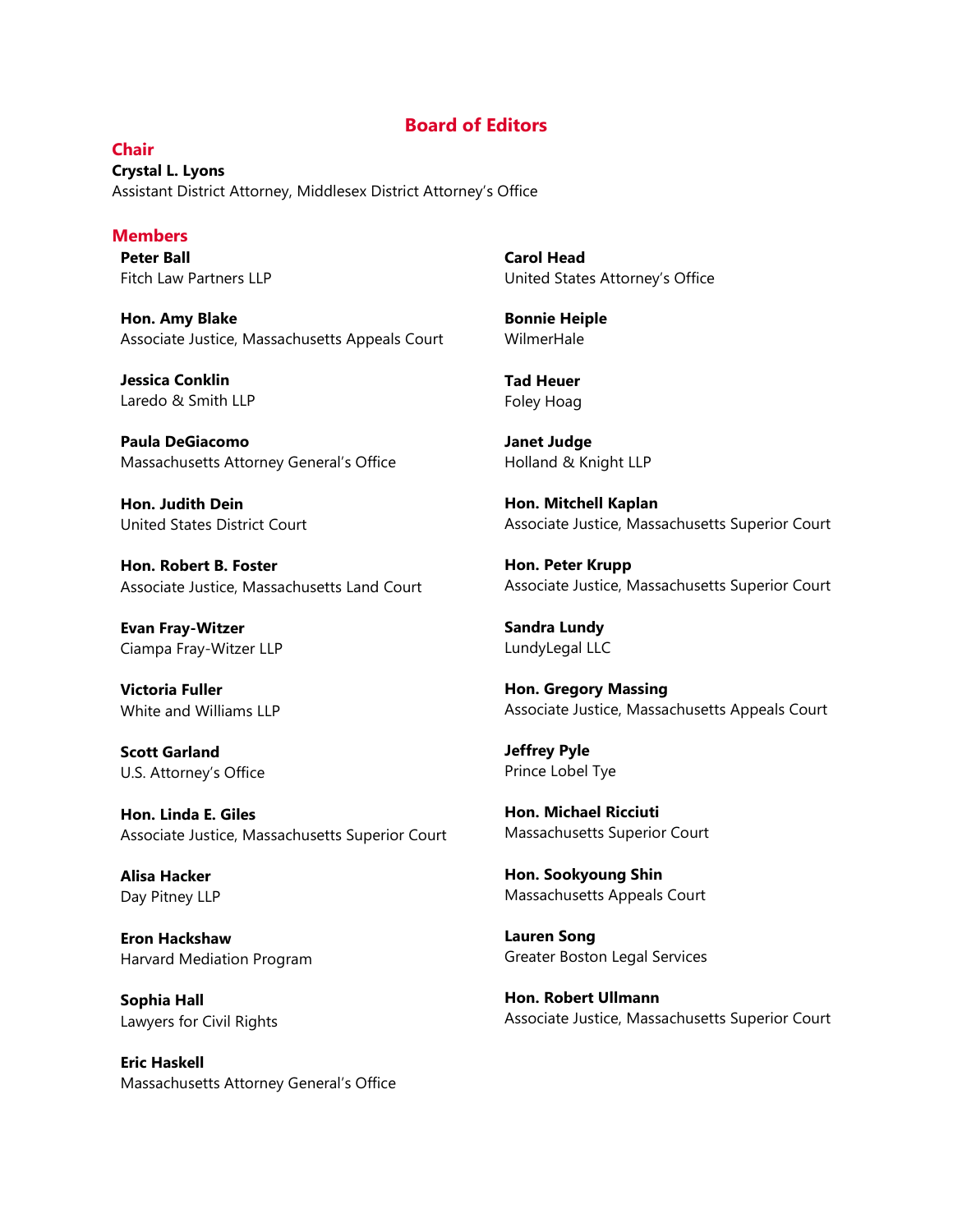# Board of Editors

## Chair

**Crystal L. Lyons**
Assistant District Attorney, Middlesex District Attorney's Office

## Members

**Peter Ball**
Fitch Law Partners LLP

**Hon. Amy Blake**
Associate Justice, Massachusetts Appeals Court

**Jessica Conklin**
Laredo & Smith LLP

**Paula DeGiacomo**
Massachusetts Attorney General's Office

**Hon. Judith Dein**
United States District Court

**Hon. Robert B. Foster**
Associate Justice, Massachusetts Land Court

**Evan Fray-Witzer**
Ciampa Fray-Witzer LLP

**Victoria Fuller**
White and Williams LLP

**Scott Garland**
U.S. Attorney's Office

**Hon. Linda E. Giles**
Associate Justice, Massachusetts Superior Court

**Alisa Hacker**
Day Pitney LLP

**Eron Hackshaw**
Harvard Mediation Program

**Sophia Hall**
Lawyers for Civil Rights

**Eric Haskell**
Massachusetts Attorney General's Office

**Carol Head**
United States Attorney's Office

**Bonnie Heiple**
WilmerHale

**Tad Heuer**
Foley Hoag

**Janet Judge**
Holland & Knight LLP

**Hon. Mitchell Kaplan**
Associate Justice, Massachusetts Superior Court

**Hon. Peter Krupp**
Associate Justice, Massachusetts Superior Court

**Sandra Lundy**
LundyLegal LLC

**Hon. Gregory Massing**
Associate Justice, Massachusetts Appeals Court

**Jeffrey Pyle**
Prince Lobel Tye

**Hon. Michael Ricciuti**
Massachusetts Superior Court

**Hon. Sookyoung Shin**
Massachusetts Appeals Court

**Lauren Song**
Greater Boston Legal Services

**Hon. Robert Ullmann**
Associate Justice, Massachusetts Superior Court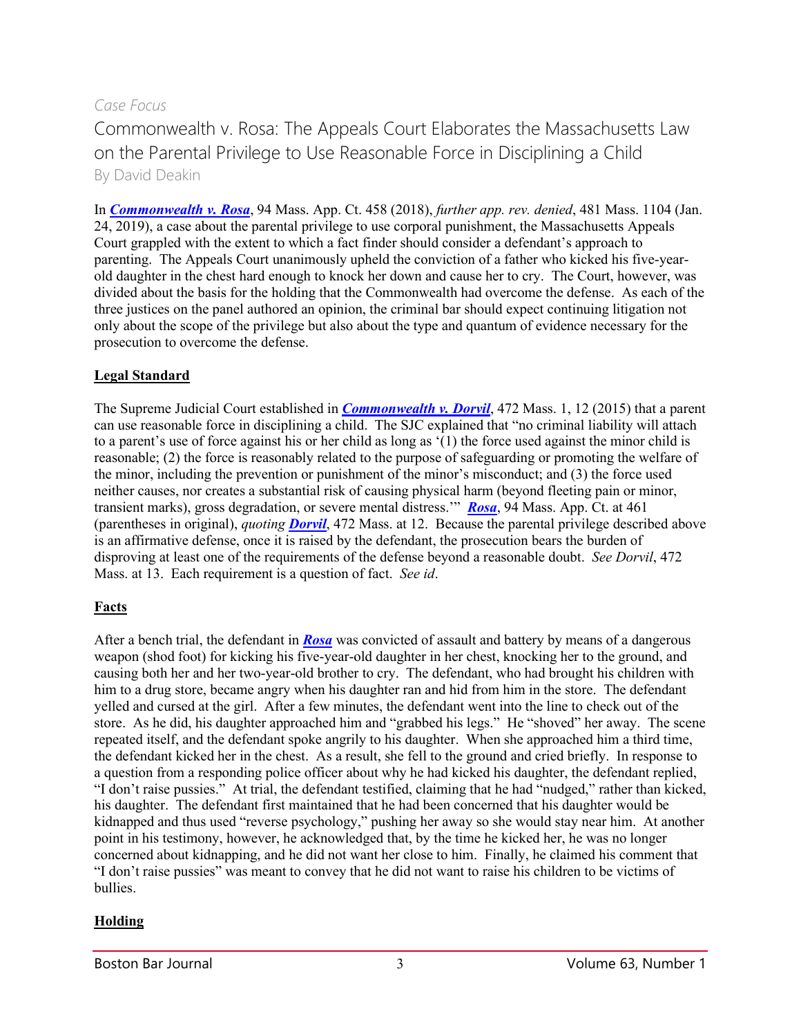*Case Focus*

# Commonwealth v. Rosa: The Appeals Court Elaborates the Massachusetts Law on the Parental Privilege to Use Reasonable Force in Disciplining a Child

By David Deakin

In ***Commonwealth v. Rosa***, 94 Mass. App. Ct. 458 (2018), *further app. rev. denied*, 481 Mass. 1104 (Jan. 24, 2019), a case about the parental privilege to use corporal punishment, the Massachusetts Appeals Court grappled with the extent to which a fact finder should consider a defendant's approach to parenting. The Appeals Court unanimously upheld the conviction of a father who kicked his five-year-old daughter in the chest hard enough to knock her down and cause her to cry. The Court, however, was divided about the basis for the holding that the Commonwealth had overcome the defense. As each of the three justices on the panel authored an opinion, the criminal bar should expect continuing litigation not only about the scope of the privilege but also about the type and quantum of evidence necessary for the prosecution to overcome the defense.

## Legal Standard

The Supreme Judicial Court established in ***Commonwealth v. Dorvil***, 472 Mass. 1, 12 (2015) that a parent can use reasonable force in disciplining a child. The SJC explained that "no criminal liability will attach to a parent's use of force against his or her child as long as '(1) the force used against the minor child is reasonable; (2) the force is reasonably related to the purpose of safeguarding or promoting the welfare of the minor, including the prevention or punishment of the minor's misconduct; and (3) the force used neither causes, nor creates a substantial risk of causing physical harm (beyond fleeting pain or minor, transient marks), gross degradation, or severe mental distress.'" ***Rosa***, 94 Mass. App. Ct. at 461 (parentheses in original), *quoting* ***Dorvil***, 472 Mass. at 12. Because the parental privilege described above is an affirmative defense, once it is raised by the defendant, the prosecution bears the burden of disproving at least one of the requirements of the defense beyond a reasonable doubt. *See Dorvil*, 472 Mass. at 13. Each requirement is a question of fact. *See id*.

## Facts

After a bench trial, the defendant in ***Rosa*** was convicted of assault and battery by means of a dangerous weapon (shod foot) for kicking his five-year-old daughter in her chest, knocking her to the ground, and causing both her and her two-year-old brother to cry. The defendant, who had brought his children with him to a drug store, became angry when his daughter ran and hid from him in the store. The defendant yelled and cursed at the girl. After a few minutes, the defendant went into the line to check out of the store. As he did, his daughter approached him and "grabbed his legs." He "shoved" her away. The scene repeated itself, and the defendant spoke angrily to his daughter. When she approached him a third time, the defendant kicked her in the chest. As a result, she fell to the ground and cried briefly. In response to a question from a responding police officer about why he had kicked his daughter, the defendant replied, "I don't raise pussies." At trial, the defendant testified, claiming that he had "nudged," rather than kicked, his daughter. The defendant first maintained that he had been concerned that his daughter would be kidnapped and thus used "reverse psychology," pushing her away so she would stay near him. At another point in his testimony, however, he acknowledged that, by the time he kicked her, he was no longer concerned about kidnapping, and he did not want her close to him. Finally, he claimed his comment that "I don't raise pussies" was meant to convey that he did not want to raise his children to be victims of bullies.

## Holding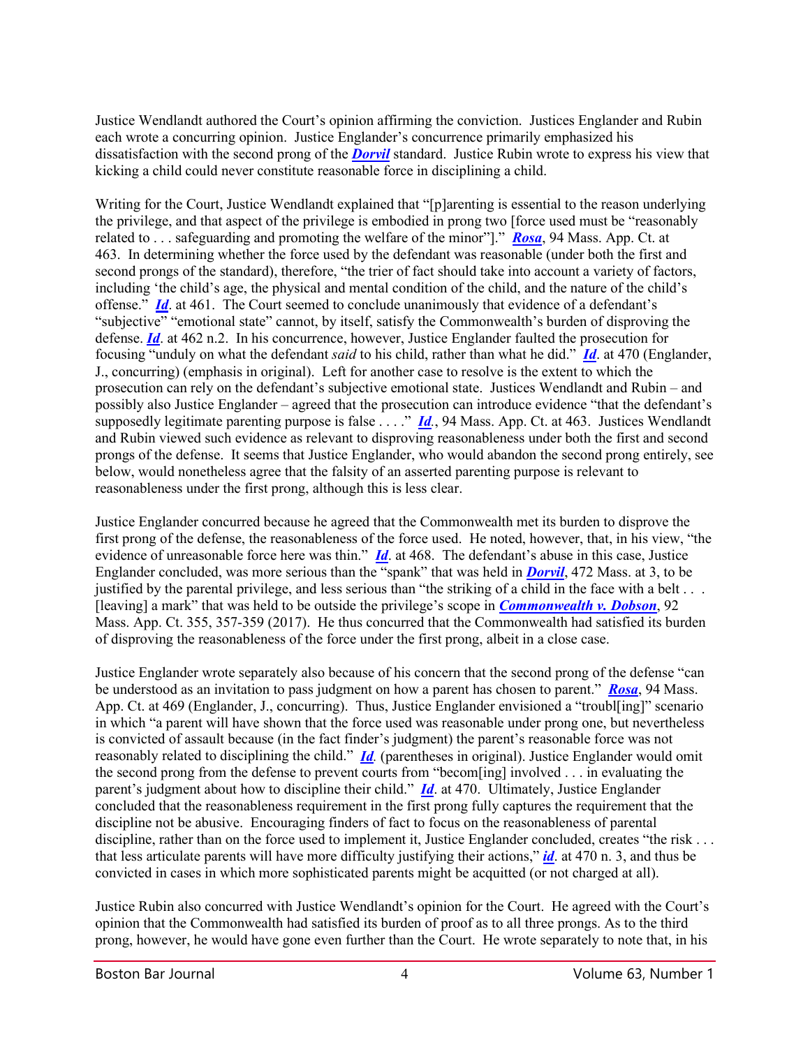Justice Wendlandt authored the Court's opinion affirming the conviction. Justices Englander and Rubin each wrote a concurring opinion. Justice Englander's concurrence primarily emphasized his dissatisfaction with the second prong of the ***Dorvil*** standard. Justice Rubin wrote to express his view that kicking a child could never constitute reasonable force in disciplining a child.

Writing for the Court, Justice Wendlandt explained that "[p]arenting is essential to the reason underlying the privilege, and that aspect of the privilege is embodied in prong two [force used must be "reasonably related to . . . safeguarding and promoting the welfare of the minor"]." ***Rosa***, 94 Mass. App. Ct. at 463. In determining whether the force used by the defendant was reasonable (under both the first and second prongs of the standard), therefore, "the trier of fact should take into account a variety of factors, including 'the child's age, the physical and mental condition of the child, and the nature of the child's offense." ***Id***. at 461. The Court seemed to conclude unanimously that evidence of a defendant's "subjective" "emotional state" cannot, by itself, satisfy the Commonwealth's burden of disproving the defense. ***Id***. at 462 n.2. In his concurrence, however, Justice Englander faulted the prosecution for focusing "unduly on what the defendant *said* to his child, rather than what he did." ***Id***. at 470 (Englander, J., concurring) (emphasis in original). Left for another case to resolve is the extent to which the prosecution can rely on the defendant's subjective emotional state. Justices Wendlandt and Rubin – and possibly also Justice Englander – agreed that the prosecution can introduce evidence "that the defendant's supposedly legitimate parenting purpose is false . . . ." ***Id***., 94 Mass. App. Ct. at 463. Justices Wendlandt and Rubin viewed such evidence as relevant to disproving reasonableness under both the first and second prongs of the defense. It seems that Justice Englander, who would abandon the second prong entirely, see below, would nonetheless agree that the falsity of an asserted parenting purpose is relevant to reasonableness under the first prong, although this is less clear.

Justice Englander concurred because he agreed that the Commonwealth met its burden to disprove the first prong of the defense, the reasonableness of the force used. He noted, however, that, in his view, "the evidence of unreasonable force here was thin." ***Id***. at 468. The defendant's abuse in this case, Justice Englander concluded, was more serious than the "spank" that was held in ***Dorvil***, 472 Mass. at 3, to be justified by the parental privilege, and less serious than "the striking of a child in the face with a belt . . . [leaving] a mark" that was held to be outside the privilege's scope in ***Commonwealth v. Dobson***, 92 Mass. App. Ct. 355, 357-359 (2017). He thus concurred that the Commonwealth had satisfied its burden of disproving the reasonableness of the force under the first prong, albeit in a close case.

Justice Englander wrote separately also because of his concern that the second prong of the defense "can be understood as an invitation to pass judgment on how a parent has chosen to parent." ***Rosa***, 94 Mass. App. Ct. at 469 (Englander, J., concurring). Thus, Justice Englander envisioned a "troubl[ing]" scenario in which "a parent will have shown that the force used was reasonable under prong one, but nevertheless is convicted of assault because (in the fact finder's judgment) the parent's reasonable force was not reasonably related to disciplining the child." ***Id*** (parentheses in original). Justice Englander would omit the second prong from the defense to prevent courts from "becom[ing] involved . . . in evaluating the parent's judgment about how to discipline their child." ***Id***. at 470. Ultimately, Justice Englander concluded that the reasonableness requirement in the first prong fully captures the requirement that the discipline not be abusive. Encouraging finders of fact to focus on the reasonableness of parental discipline, rather than on the force used to implement it, Justice Englander concluded, creates "the risk . . . that less articulate parents will have more difficulty justifying their actions," ***id***. at 470 n. 3, and thus be convicted in cases in which more sophisticated parents might be acquitted (or not charged at all).

Justice Rubin also concurred with Justice Wendlandt's opinion for the Court. He agreed with the Court's opinion that the Commonwealth had satisfied its burden of proof as to all three prongs. As to the third prong, however, he would have gone even further than the Court. He wrote separately to note that, in his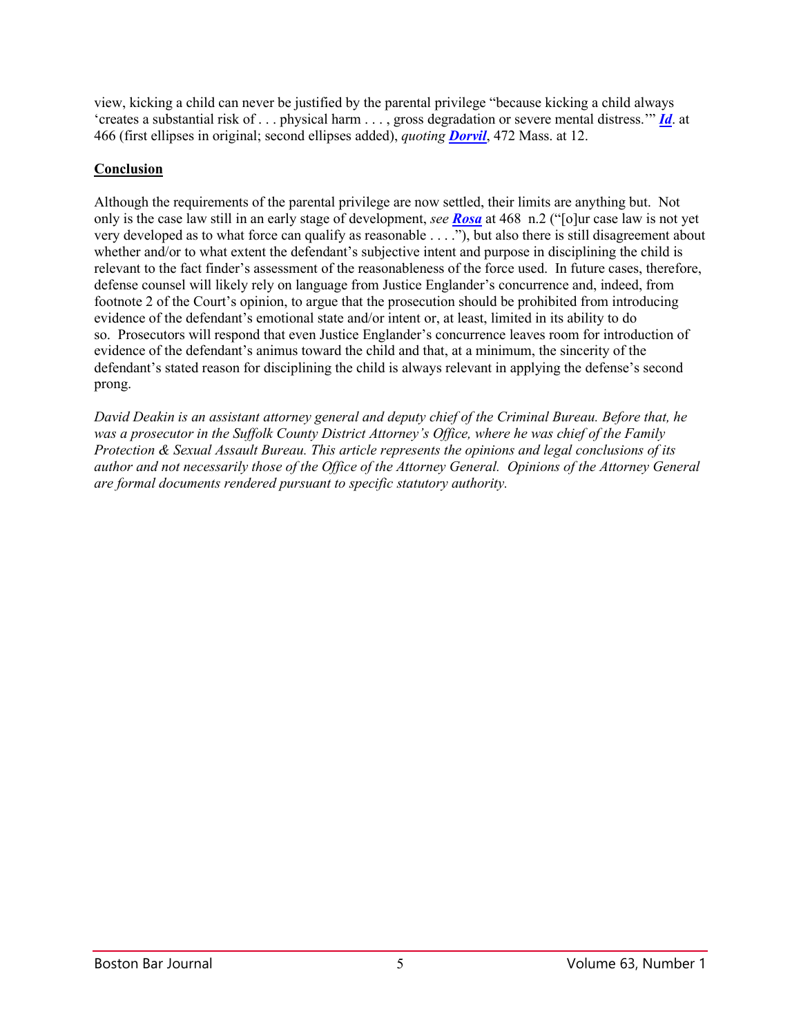view, kicking a child can never be justified by the parental privilege "because kicking a child always 'creates a substantial risk of . . . physical harm . . . , gross degradation or severe mental distress.'" ***Id***. at 466 (first ellipses in original; second ellipses added), *quoting* ***Dorvil***, 472 Mass. at 12.

**Conclusion**

Although the requirements of the parental privilege are now settled, their limits are anything but. Not only is the case law still in an early stage of development, *see* ***Rosa*** at 468 n.2 ("[o]ur case law is not yet very developed as to what force can qualify as reasonable . . . ."), but also there is still disagreement about whether and/or to what extent the defendant's subjective intent and purpose in disciplining the child is relevant to the fact finder's assessment of the reasonableness of the force used. In future cases, therefore, defense counsel will likely rely on language from Justice Englander's concurrence and, indeed, from footnote 2 of the Court's opinion, to argue that the prosecution should be prohibited from introducing evidence of the defendant's emotional state and/or intent or, at least, limited in its ability to do so. Prosecutors will respond that even Justice Englander's concurrence leaves room for introduction of evidence of the defendant's animus toward the child and that, at a minimum, the sincerity of the defendant's stated reason for disciplining the child is always relevant in applying the defense's second prong.

*David Deakin is an assistant attorney general and deputy chief of the Criminal Bureau. Before that, he was a prosecutor in the Suffolk County District Attorney's Office, where he was chief of the Family Protection & Sexual Assault Bureau. This article represents the opinions and legal conclusions of its author and not necessarily those of the Office of the Attorney General. Opinions of the Attorney General are formal documents rendered pursuant to specific statutory authority.*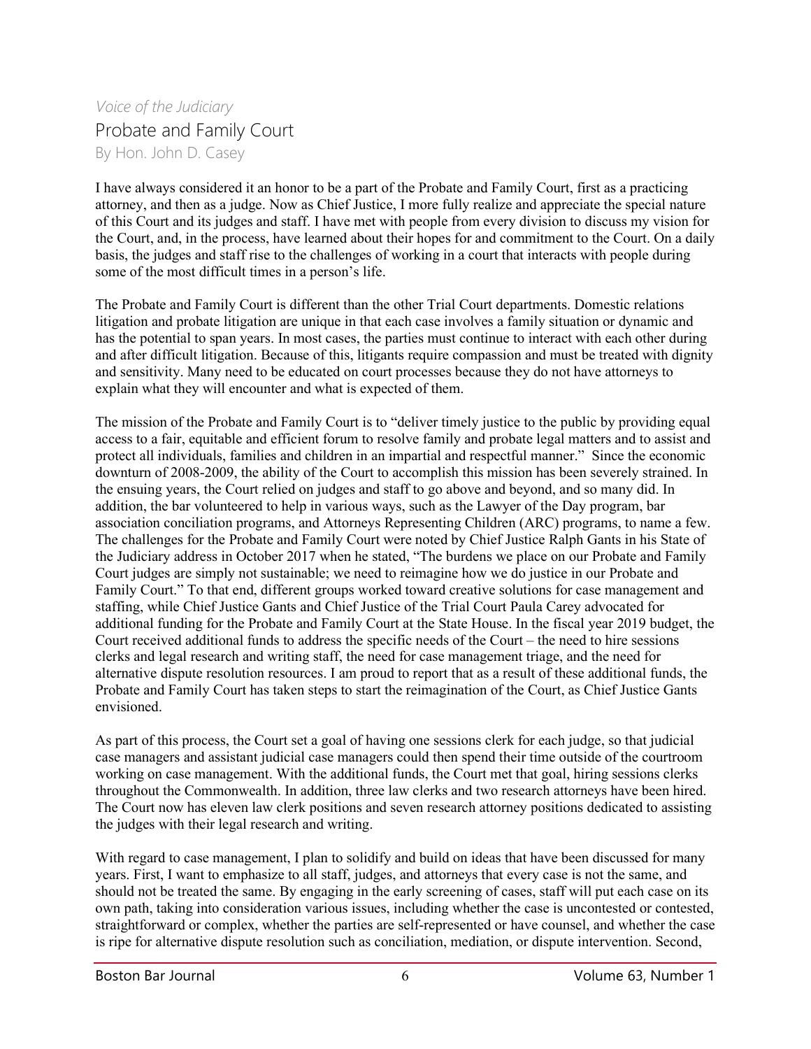*Voice of the Judiciary*

# Probate and Family Court

By Hon. John D. Casey

I have always considered it an honor to be a part of the Probate and Family Court, first as a practicing attorney, and then as a judge. Now as Chief Justice, I more fully realize and appreciate the special nature of this Court and its judges and staff. I have met with people from every division to discuss my vision for the Court, and, in the process, have learned about their hopes for and commitment to the Court. On a daily basis, the judges and staff rise to the challenges of working in a court that interacts with people during some of the most difficult times in a person's life.

The Probate and Family Court is different than the other Trial Court departments. Domestic relations litigation and probate litigation are unique in that each case involves a family situation or dynamic and has the potential to span years. In most cases, the parties must continue to interact with each other during and after difficult litigation. Because of this, litigants require compassion and must be treated with dignity and sensitivity. Many need to be educated on court processes because they do not have attorneys to explain what they will encounter and what is expected of them.

The mission of the Probate and Family Court is to "deliver timely justice to the public by providing equal access to a fair, equitable and efficient forum to resolve family and probate legal matters and to assist and protect all individuals, families and children in an impartial and respectful manner." Since the economic downturn of 2008-2009, the ability of the Court to accomplish this mission has been severely strained. In the ensuing years, the Court relied on judges and staff to go above and beyond, and so many did. In addition, the bar volunteered to help in various ways, such as the Lawyer of the Day program, bar association conciliation programs, and Attorneys Representing Children (ARC) programs, to name a few. The challenges for the Probate and Family Court were noted by Chief Justice Ralph Gants in his State of the Judiciary address in October 2017 when he stated, "The burdens we place on our Probate and Family Court judges are simply not sustainable; we need to reimagine how we do justice in our Probate and Family Court." To that end, different groups worked toward creative solutions for case management and staffing, while Chief Justice Gants and Chief Justice of the Trial Court Paula Carey advocated for additional funding for the Probate and Family Court at the State House. In the fiscal year 2019 budget, the Court received additional funds to address the specific needs of the Court – the need to hire sessions clerks and legal research and writing staff, the need for case management triage, and the need for alternative dispute resolution resources. I am proud to report that as a result of these additional funds, the Probate and Family Court has taken steps to start the reimagination of the Court, as Chief Justice Gants envisioned.

As part of this process, the Court set a goal of having one sessions clerk for each judge, so that judicial case managers and assistant judicial case managers could then spend their time outside of the courtroom working on case management. With the additional funds, the Court met that goal, hiring sessions clerks throughout the Commonwealth. In addition, three law clerks and two research attorneys have been hired. The Court now has eleven law clerk positions and seven research attorney positions dedicated to assisting the judges with their legal research and writing.

With regard to case management, I plan to solidify and build on ideas that have been discussed for many years. First, I want to emphasize to all staff, judges, and attorneys that every case is not the same, and should not be treated the same. By engaging in the early screening of cases, staff will put each case on its own path, taking into consideration various issues, including whether the case is uncontested or contested, straightforward or complex, whether the parties are self-represented or have counsel, and whether the case is ripe for alternative dispute resolution such as conciliation, mediation, or dispute intervention. Second,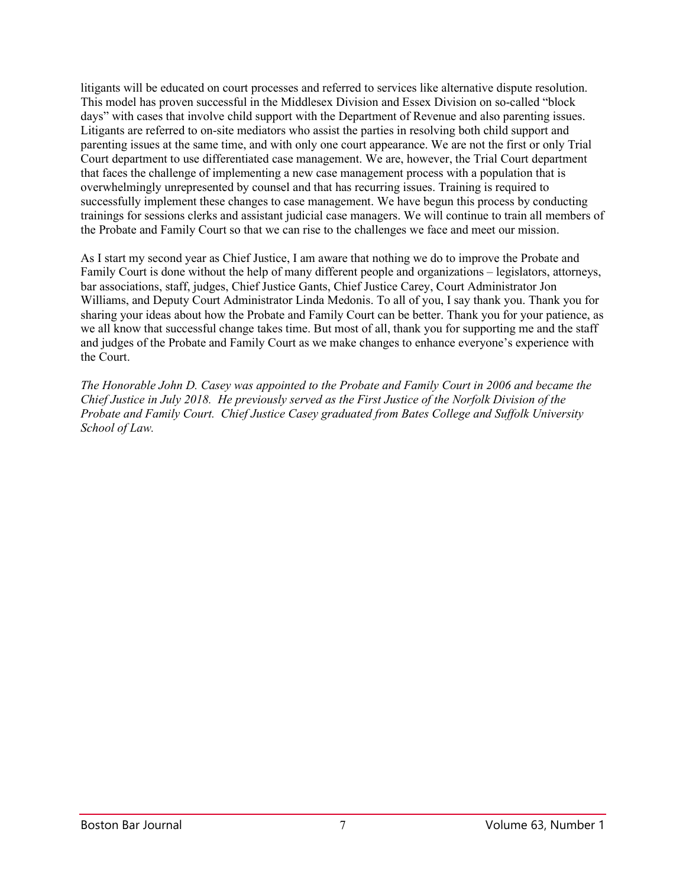litigants will be educated on court processes and referred to services like alternative dispute resolution. This model has proven successful in the Middlesex Division and Essex Division on so-called "block days" with cases that involve child support with the Department of Revenue and also parenting issues. Litigants are referred to on-site mediators who assist the parties in resolving both child support and parenting issues at the same time, and with only one court appearance. We are not the first or only Trial Court department to use differentiated case management. We are, however, the Trial Court department that faces the challenge of implementing a new case management process with a population that is overwhelmingly unrepresented by counsel and that has recurring issues. Training is required to successfully implement these changes to case management. We have begun this process by conducting trainings for sessions clerks and assistant judicial case managers. We will continue to train all members of the Probate and Family Court so that we can rise to the challenges we face and meet our mission.

As I start my second year as Chief Justice, I am aware that nothing we do to improve the Probate and Family Court is done without the help of many different people and organizations – legislators, attorneys, bar associations, staff, judges, Chief Justice Gants, Chief Justice Carey, Court Administrator Jon Williams, and Deputy Court Administrator Linda Medonis. To all of you, I say thank you. Thank you for sharing your ideas about how the Probate and Family Court can be better. Thank you for your patience, as we all know that successful change takes time. But most of all, thank you for supporting me and the staff and judges of the Probate and Family Court as we make changes to enhance everyone's experience with the Court.

*The Honorable John D. Casey was appointed to the Probate and Family Court in 2006 and became the Chief Justice in July 2018. He previously served as the First Justice of the Norfolk Division of the Probate and Family Court. Chief Justice Casey graduated from Bates College and Suffolk University School of Law.*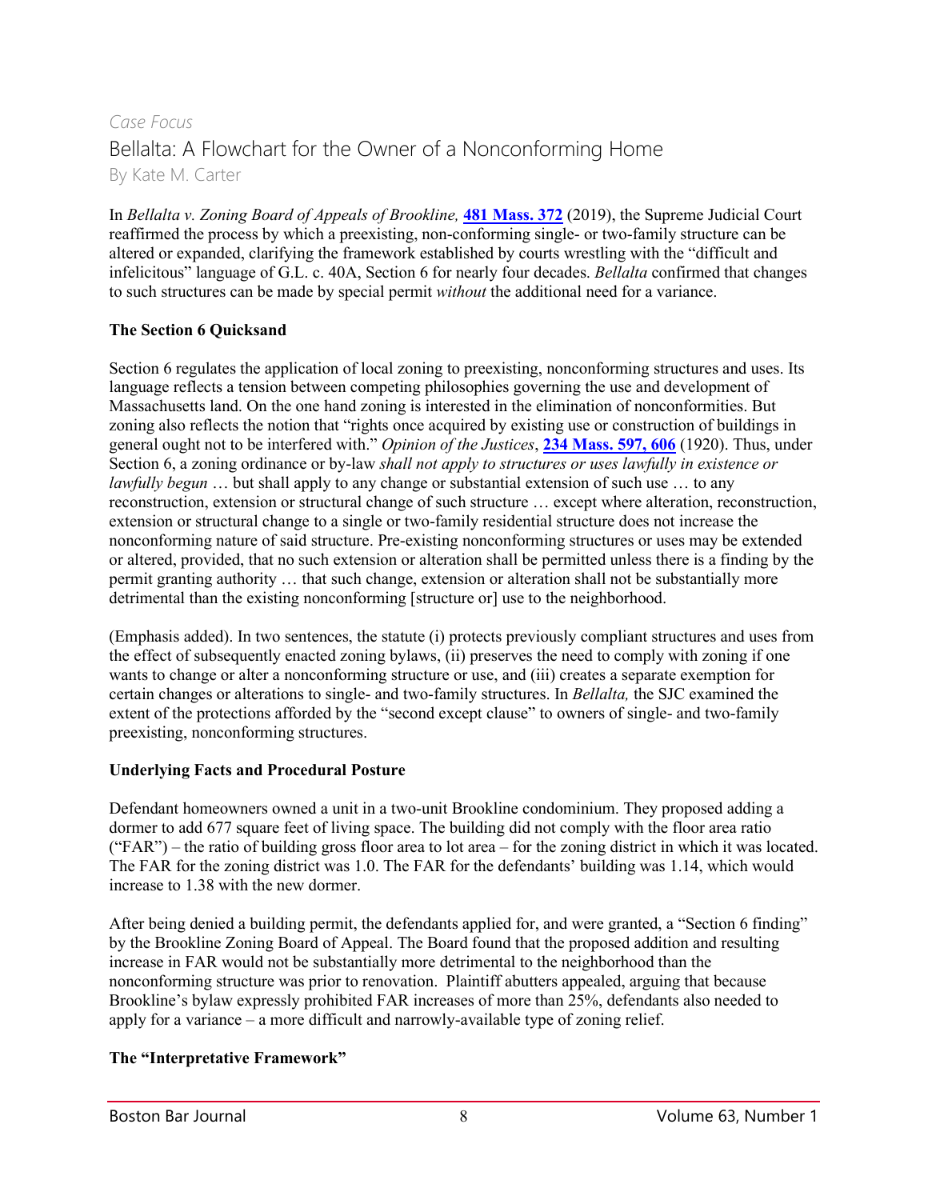*Case Focus*

# Bellalta: A Flowchart for the Owner of a Nonconforming Home

By Kate M. Carter

In *Bellalta v. Zoning Board of Appeals of Brookline,* **481 Mass. 372** (2019), the Supreme Judicial Court reaffirmed the process by which a preexisting, non-conforming single- or two-family structure can be altered or expanded, clarifying the framework established by courts wrestling with the "difficult and infelicitous" language of G.L. c. 40A, Section 6 for nearly four decades. *Bellalta* confirmed that changes to such structures can be made by special permit *without* the additional need for a variance.

**The Section 6 Quicksand**

Section 6 regulates the application of local zoning to preexisting, nonconforming structures and uses. Its language reflects a tension between competing philosophies governing the use and development of Massachusetts land. On the one hand zoning is interested in the elimination of nonconformities. But zoning also reflects the notion that "rights once acquired by existing use or construction of buildings in general ought not to be interfered with." *Opinion of the Justices*, **234 Mass. 597, 606** (1920). Thus, under Section 6, a zoning ordinance or by-law *shall not apply to structures or uses lawfully in existence or lawfully begun* … but shall apply to any change or substantial extension of such use … to any reconstruction, extension or structural change of such structure … except where alteration, reconstruction, extension or structural change to a single or two-family residential structure does not increase the nonconforming nature of said structure. Pre-existing nonconforming structures or uses may be extended or altered, provided, that no such extension or alteration shall be permitted unless there is a finding by the permit granting authority … that such change, extension or alteration shall not be substantially more detrimental than the existing nonconforming [structure or] use to the neighborhood.

(Emphasis added). In two sentences, the statute (i) protects previously compliant structures and uses from the effect of subsequently enacted zoning bylaws, (ii) preserves the need to comply with zoning if one wants to change or alter a nonconforming structure or use, and (iii) creates a separate exemption for certain changes or alterations to single- and two-family structures. In *Bellalta,* the SJC examined the extent of the protections afforded by the "second except clause" to owners of single- and two-family preexisting, nonconforming structures.

**Underlying Facts and Procedural Posture**

Defendant homeowners owned a unit in a two-unit Brookline condominium. They proposed adding a dormer to add 677 square feet of living space. The building did not comply with the floor area ratio ("FAR") – the ratio of building gross floor area to lot area – for the zoning district in which it was located. The FAR for the zoning district was 1.0. The FAR for the defendants' building was 1.14, which would increase to 1.38 with the new dormer.

After being denied a building permit, the defendants applied for, and were granted, a "Section 6 finding" by the Brookline Zoning Board of Appeal. The Board found that the proposed addition and resulting increase in FAR would not be substantially more detrimental to the neighborhood than the nonconforming structure was prior to renovation. Plaintiff abutters appealed, arguing that because Brookline's bylaw expressly prohibited FAR increases of more than 25%, defendants also needed to apply for a variance – a more difficult and narrowly-available type of zoning relief.

**The "Interpretative Framework"**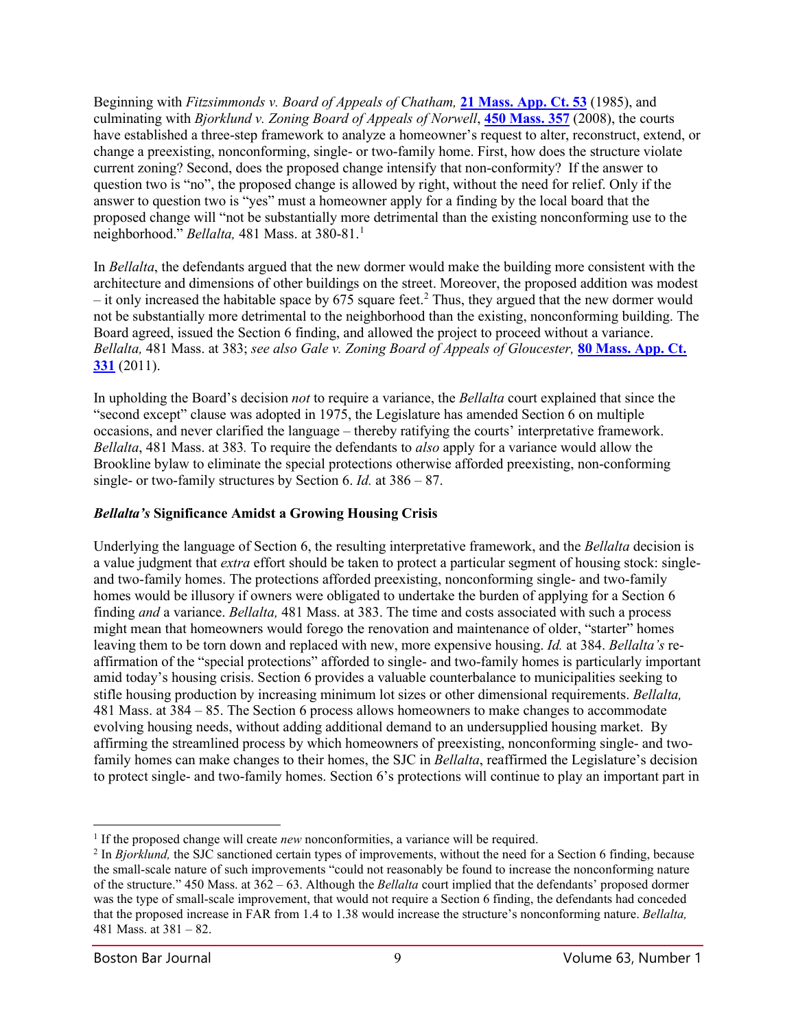Beginning with *Fitzsimmonds v. Board of Appeals of Chatham,* **21 Mass. App. Ct. 53** (1985), and culminating with *Bjorklund v. Zoning Board of Appeals of Norwell*, **450 Mass. 357** (2008), the courts have established a three-step framework to analyze a homeowner's request to alter, reconstruct, extend, or change a preexisting, nonconforming, single- or two-family home. First, how does the structure violate current zoning? Second, does the proposed change intensify that non-conformity? If the answer to question two is "no", the proposed change is allowed by right, without the need for relief. Only if the answer to question two is "yes" must a homeowner apply for a finding by the local board that the proposed change will "not be substantially more detrimental than the existing nonconforming use to the neighborhood." *Bellalta,* 481 Mass. at 380-81.[1]

In *Bellalta*, the defendants argued that the new dormer would make the building more consistent with the architecture and dimensions of other buildings on the street. Moreover, the proposed addition was modest – it only increased the habitable space by 675 square feet.[2] Thus, they argued that the new dormer would not be substantially more detrimental to the neighborhood than the existing, nonconforming building. The Board agreed, issued the Section 6 finding, and allowed the project to proceed without a variance. *Bellalta,* 481 Mass. at 383; *see also Gale v. Zoning Board of Appeals of Gloucester,* **80 Mass. App. Ct. 331** (2011).

In upholding the Board's decision *not* to require a variance, the *Bellalta* court explained that since the "second except" clause was adopted in 1975, the Legislature has amended Section 6 on multiple occasions, and never clarified the language – thereby ratifying the courts' interpretative framework. *Bellalta*, 481 Mass. at 383*.* To require the defendants to *also* apply for a variance would allow the Brookline bylaw to eliminate the special protections otherwise afforded preexisting, non-conforming single- or two-family structures by Section 6. *Id.* at 386 – 87.

### ***Bellalta's*** **Significance Amidst a Growing Housing Crisis**

Underlying the language of Section 6, the resulting interpretative framework, and the *Bellalta* decision is a value judgment that *extra* effort should be taken to protect a particular segment of housing stock: single- and two-family homes. The protections afforded preexisting, nonconforming single- and two-family homes would be illusory if owners were obligated to undertake the burden of applying for a Section 6 finding *and* a variance. *Bellalta,* 481 Mass. at 383. The time and costs associated with such a process might mean that homeowners would forego the renovation and maintenance of older, "starter" homes leaving them to be torn down and replaced with new, more expensive housing. *Id.* at 384. *Bellalta's* re-affirmation of the "special protections" afforded to single- and two-family homes is particularly important amid today's housing crisis. Section 6 provides a valuable counterbalance to municipalities seeking to stifle housing production by increasing minimum lot sizes or other dimensional requirements. *Bellalta,* 481 Mass. at 384 – 85. The Section 6 process allows homeowners to make changes to accommodate evolving housing needs, without adding additional demand to an undersupplied housing market. By affirming the streamlined process by which homeowners of preexisting, nonconforming single- and two-family homes can make changes to their homes, the SJC in *Bellalta*, reaffirmed the Legislature's decision to protect single- and two-family homes. Section 6's protections will continue to play an important part in

---

[1] If the proposed change will create *new* nonconformities, a variance will be required.

[2] In *Bjorklund,* the SJC sanctioned certain types of improvements, without the need for a Section 6 finding, because the small-scale nature of such improvements "could not reasonably be found to increase the nonconforming nature of the structure." 450 Mass. at 362 – 63. Although the *Bellalta* court implied that the defendants' proposed dormer was the type of small-scale improvement, that would not require a Section 6 finding, the defendants had conceded that the proposed increase in FAR from 1.4 to 1.38 would increase the structure's nonconforming nature. *Bellalta,* 481 Mass. at 381 – 82.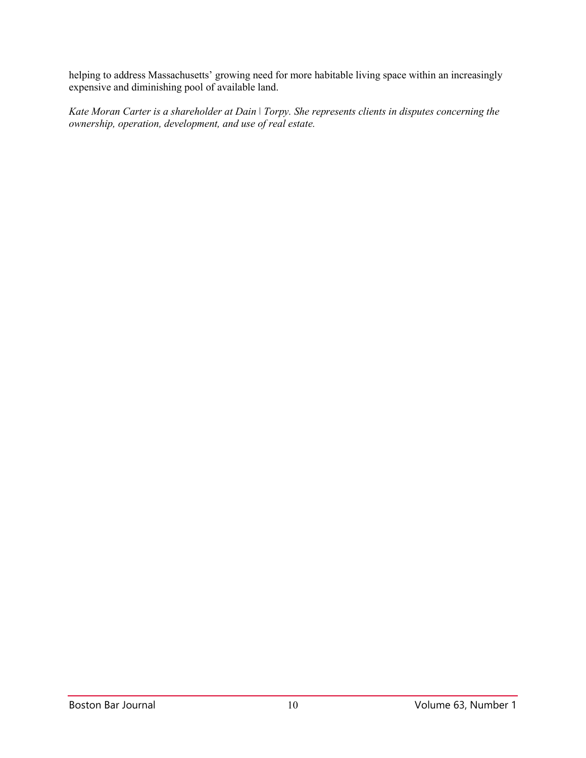helping to address Massachusetts' growing need for more habitable living space within an increasingly expensive and diminishing pool of available land.

*Kate Moran Carter is a shareholder at Dain | Torpy. She represents clients in disputes concerning the ownership, operation, development, and use of real estate.*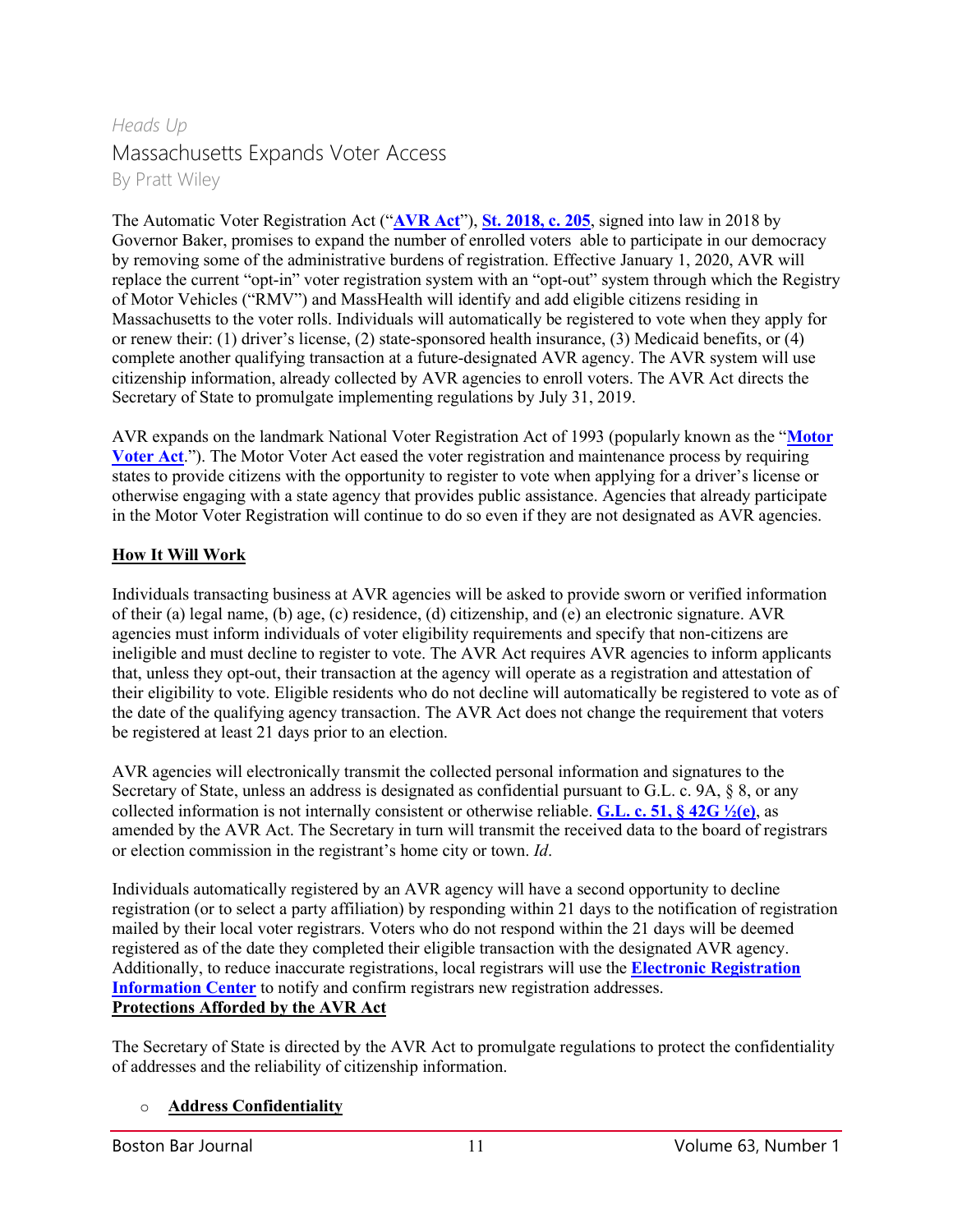*Heads Up*

# Massachusetts Expands Voter Access

By Pratt Wiley

The Automatic Voter Registration Act ("**AVR Act**"), **St. 2018, c. 205**, signed into law in 2018 by Governor Baker, promises to expand the number of enrolled voters able to participate in our democracy by removing some of the administrative burdens of registration. Effective January 1, 2020, AVR will replace the current "opt-in" voter registration system with an "opt-out" system through which the Registry of Motor Vehicles ("RMV") and MassHealth will identify and add eligible citizens residing in Massachusetts to the voter rolls. Individuals will automatically be registered to vote when they apply for or renew their: (1) driver's license, (2) state-sponsored health insurance, (3) Medicaid benefits, or (4) complete another qualifying transaction at a future-designated AVR agency. The AVR system will use citizenship information, already collected by AVR agencies to enroll voters. The AVR Act directs the Secretary of State to promulgate implementing regulations by July 31, 2019.

AVR expands on the landmark National Voter Registration Act of 1993 (popularly known as the "**Motor Voter Act**."). The Motor Voter Act eased the voter registration and maintenance process by requiring states to provide citizens with the opportunity to register to vote when applying for a driver's license or otherwise engaging with a state agency that provides public assistance. Agencies that already participate in the Motor Voter Registration will continue to do so even if they are not designated as AVR agencies.

**How It Will Work**

Individuals transacting business at AVR agencies will be asked to provide sworn or verified information of their (a) legal name, (b) age, (c) residence, (d) citizenship, and (e) an electronic signature. AVR agencies must inform individuals of voter eligibility requirements and specify that non-citizens are ineligible and must decline to register to vote. The AVR Act requires AVR agencies to inform applicants that, unless they opt-out, their transaction at the agency will operate as a registration and attestation of their eligibility to vote. Eligible residents who do not decline will automatically be registered to vote as of the date of the qualifying agency transaction. The AVR Act does not change the requirement that voters be registered at least 21 days prior to an election.

AVR agencies will electronically transmit the collected personal information and signatures to the Secretary of State, unless an address is designated as confidential pursuant to G.L. c. 9A, § 8, or any collected information is not internally consistent or otherwise reliable. **G.L. c. 51, § 42G ½(e)**, as amended by the AVR Act. The Secretary in turn will transmit the received data to the board of registrars or election commission in the registrant's home city or town. *Id*.

Individuals automatically registered by an AVR agency will have a second opportunity to decline registration (or to select a party affiliation) by responding within 21 days to the notification of registration mailed by their local voter registrars. Voters who do not respond within the 21 days will be deemed registered as of the date they completed their eligible transaction with the designated AVR agency. Additionally, to reduce inaccurate registrations, local registrars will use the **Electronic Registration Information Center** to notify and confirm registrars new registration addresses.

**Protections Afforded by the AVR Act**

The Secretary of State is directed by the AVR Act to promulgate regulations to protect the confidentiality of addresses and the reliability of citizenship information.

- **Address Confidentiality**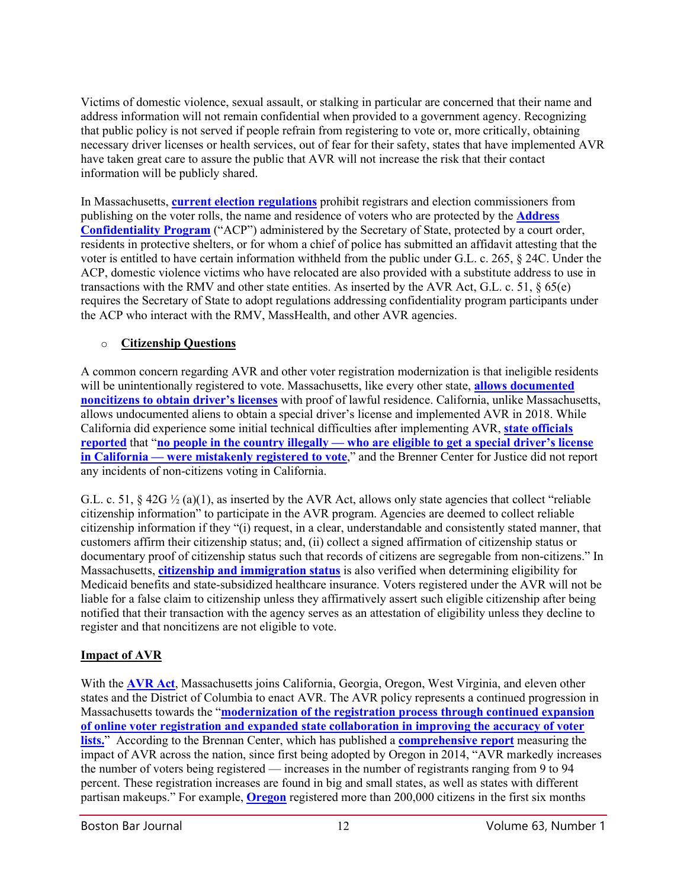Victims of domestic violence, sexual assault, or stalking in particular are concerned that their name and address information will not remain confidential when provided to a government agency. Recognizing that public policy is not served if people refrain from registering to vote or, more critically, obtaining necessary driver licenses or health services, out of fear for their safety, states that have implemented AVR have taken great care to assure the public that AVR will not increase the risk that their contact information will be publicly shared.

In Massachusetts, **current election regulations** prohibit registrars and election commissioners from publishing on the voter rolls, the name and residence of voters who are protected by the **Address Confidentiality Program** ("ACP") administered by the Secretary of State, protected by a court order, residents in protective shelters, or for whom a chief of police has submitted an affidavit attesting that the voter is entitled to have certain information withheld from the public under G.L. c. 265, § 24C. Under the ACP, domestic violence victims who have relocated are also provided with a substitute address to use in transactions with the RMV and other state entities. As inserted by the AVR Act, G.L. c. 51, § 65(e) requires the Secretary of State to adopt regulations addressing confidentiality program participants under the ACP who interact with the RMV, MassHealth, and other AVR agencies.

- **Citizenship Questions**

A common concern regarding AVR and other voter registration modernization is that ineligible residents will be unintentionally registered to vote. Massachusetts, like every other state, **allows documented noncitizens to obtain driver's licenses** with proof of lawful residence. California, unlike Massachusetts, allows undocumented aliens to obtain a special driver's license and implemented AVR in 2018. While California did experience some initial technical difficulties after implementing AVR, **state officials reported** that "**no people in the country illegally — who are eligible to get a special driver's license in California — were mistakenly registered to vote**," and the Brenner Center for Justice did not report any incidents of non-citizens voting in California.

G.L. c. 51, § 42G ½ (a)(1), as inserted by the AVR Act, allows only state agencies that collect "reliable citizenship information" to participate in the AVR program. Agencies are deemed to collect reliable citizenship information if they "(i) request, in a clear, understandable and consistently stated manner, that customers affirm their citizenship status; and, (ii) collect a signed affirmation of citizenship status or documentary proof of citizenship status such that records of citizens are segregable from non-citizens." In Massachusetts, **citizenship and immigration status** is also verified when determining eligibility for Medicaid benefits and state-subsidized healthcare insurance. Voters registered under the AVR will not be liable for a false claim to citizenship unless they affirmatively assert such eligible citizenship after being notified that their transaction with the agency serves as an attestation of eligibility unless they decline to register and that noncitizens are not eligible to vote.

## Impact of AVR

With the **AVR Act**, Massachusetts joins California, Georgia, Oregon, West Virginia, and eleven other states and the District of Columbia to enact AVR. The AVR policy represents a continued progression in Massachusetts towards the "**modernization of the registration process through continued expansion of online voter registration and expanded state collaboration in improving the accuracy of voter lists.**" According to the Brennan Center, which has published a **comprehensive report** measuring the impact of AVR across the nation, since first being adopted by Oregon in 2014, "AVR markedly increases the number of voters being registered — increases in the number of registrants ranging from 9 to 94 percent. These registration increases are found in big and small states, as well as states with different partisan makeups." For example, **Oregon** registered more than 200,000 citizens in the first six months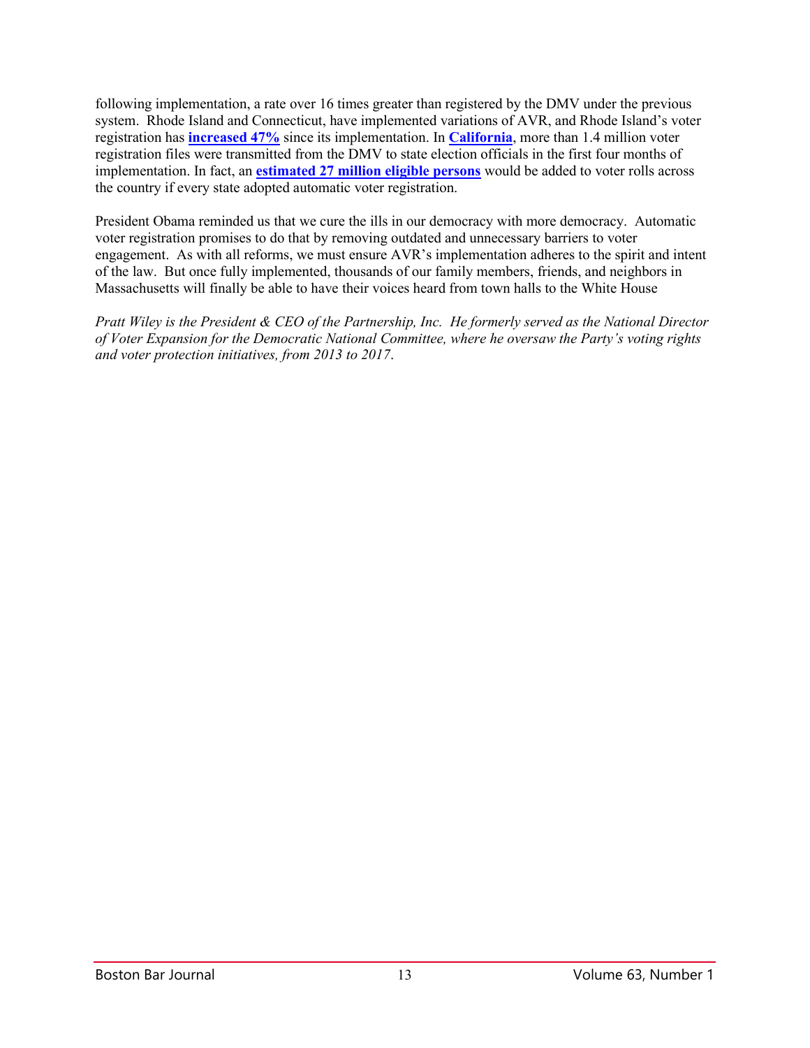following implementation, a rate over 16 times greater than registered by the DMV under the previous system. Rhode Island and Connecticut, have implemented variations of AVR, and Rhode Island's voter registration has **increased 47%** since its implementation. In **California**, more than 1.4 million voter registration files were transmitted from the DMV to state election officials in the first four months of implementation. In fact, an **estimated 27 million eligible persons** would be added to voter rolls across the country if every state adopted automatic voter registration.

President Obama reminded us that we cure the ills in our democracy with more democracy. Automatic voter registration promises to do that by removing outdated and unnecessary barriers to voter engagement. As with all reforms, we must ensure AVR's implementation adheres to the spirit and intent of the law. But once fully implemented, thousands of our family members, friends, and neighbors in Massachusetts will finally be able to have their voices heard from town halls to the White House

*Pratt Wiley is the President & CEO of the Partnership, Inc. He formerly served as the National Director of Voter Expansion for the Democratic National Committee, where he oversaw the Party's voting rights and voter protection initiatives, from 2013 to 2017.*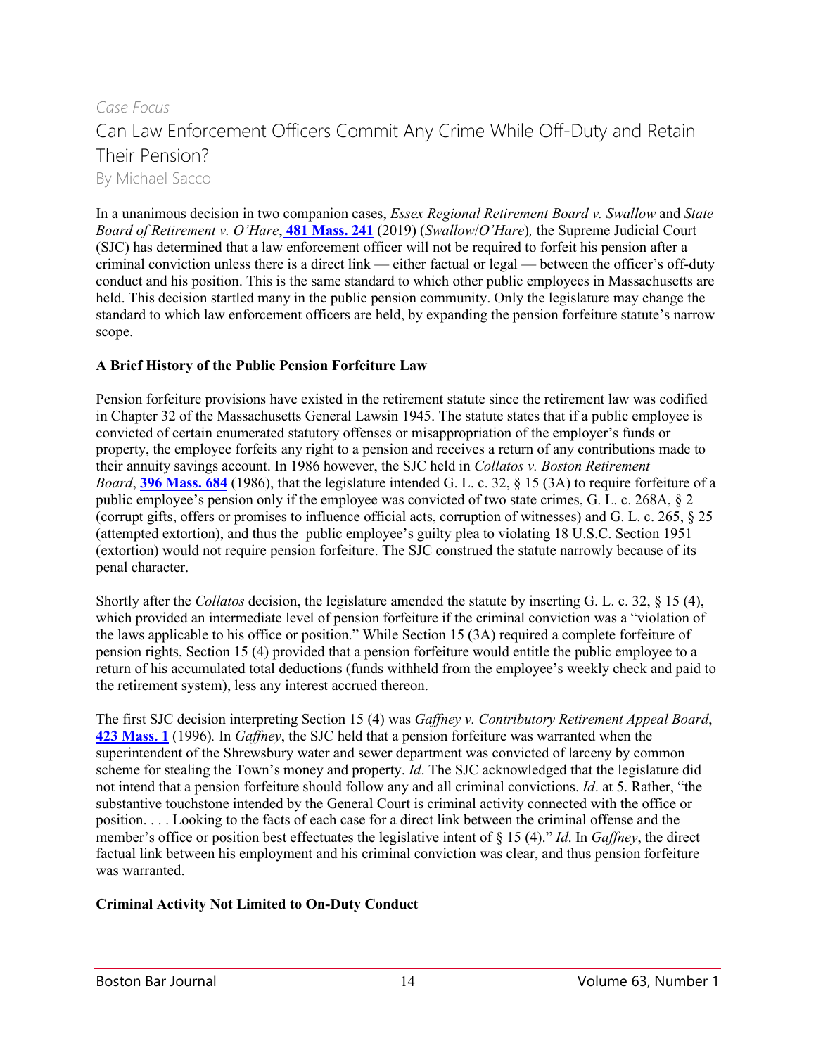*Case Focus*

# Can Law Enforcement Officers Commit Any Crime While Off-Duty and Retain Their Pension?

By Michael Sacco

In a unanimous decision in two companion cases, *Essex Regional Retirement Board v. Swallow* and *State Board of Retirement v. O'Hare*, **481 Mass. 241** (2019) (*Swallow*/*O'Hare*), the Supreme Judicial Court (SJC) has determined that a law enforcement officer will not be required to forfeit his pension after a criminal conviction unless there is a direct link — either factual or legal — between the officer's off-duty conduct and his position. This is the same standard to which other public employees in Massachusetts are held. This decision startled many in the public pension community. Only the legislature may change the standard to which law enforcement officers are held, by expanding the pension forfeiture statute's narrow scope.

**A Brief History of the Public Pension Forfeiture Law**

Pension forfeiture provisions have existed in the retirement statute since the retirement law was codified in Chapter 32 of the Massachusetts General Lawsin 1945. The statute states that if a public employee is convicted of certain enumerated statutory offenses or misappropriation of the employer's funds or property, the employee forfeits any right to a pension and receives a return of any contributions made to their annuity savings account. In 1986 however, the SJC held in *Collatos v. Boston Retirement Board*, **396 Mass. 684** (1986), that the legislature intended G. L. c. 32, § 15 (3A) to require forfeiture of a public employee's pension only if the employee was convicted of two state crimes, G. L. c. 268A, § 2 (corrupt gifts, offers or promises to influence official acts, corruption of witnesses) and G. L. c. 265, § 25 (attempted extortion), and thus the public employee's guilty plea to violating 18 U.S.C. Section 1951 (extortion) would not require pension forfeiture. The SJC construed the statute narrowly because of its penal character.

Shortly after the *Collatos* decision, the legislature amended the statute by inserting G. L. c. 32, § 15 (4), which provided an intermediate level of pension forfeiture if the criminal conviction was a "violation of the laws applicable to his office or position." While Section 15 (3A) required a complete forfeiture of pension rights, Section 15 (4) provided that a pension forfeiture would entitle the public employee to a return of his accumulated total deductions (funds withheld from the employee's weekly check and paid to the retirement system), less any interest accrued thereon.

The first SJC decision interpreting Section 15 (4) was *Gaffney v. Contributory Retirement Appeal Board*, **423 Mass. 1** (1996). In *Gaffney*, the SJC held that a pension forfeiture was warranted when the superintendent of the Shrewsbury water and sewer department was convicted of larceny by common scheme for stealing the Town's money and property. *Id*. The SJC acknowledged that the legislature did not intend that a pension forfeiture should follow any and all criminal convictions. *Id*. at 5. Rather, "the substantive touchstone intended by the General Court is criminal activity connected with the office or position. . . . Looking to the facts of each case for a direct link between the criminal offense and the member's office or position best effectuates the legislative intent of § 15 (4)." *Id*. In *Gaffney*, the direct factual link between his employment and his criminal conviction was clear, and thus pension forfeiture was warranted.

**Criminal Activity Not Limited to On-Duty Conduct**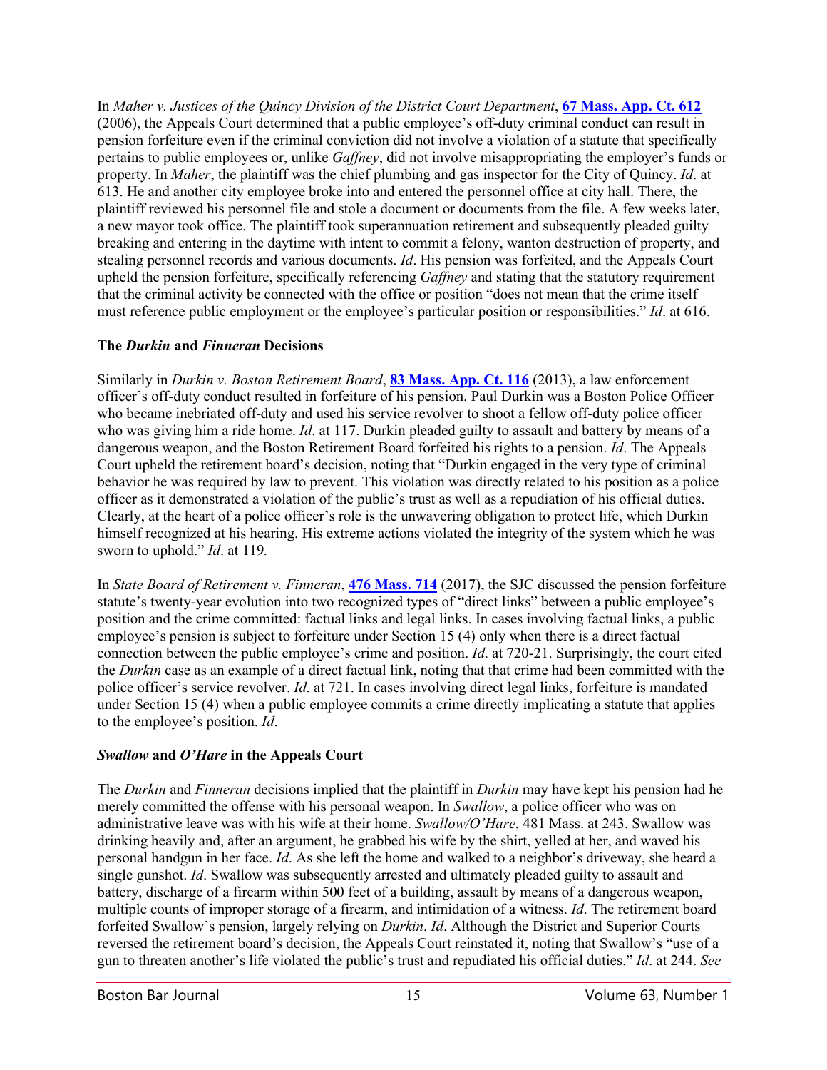In *Maher v. Justices of the Quincy Division of the District Court Department*, **[67 Mass. App. Ct. 612](#)** (2006), the Appeals Court determined that a public employee's off-duty criminal conduct can result in pension forfeiture even if the criminal conviction did not involve a violation of a statute that specifically pertains to public employees or, unlike *Gaffney*, did not involve misappropriating the employer's funds or property. In *Maher*, the plaintiff was the chief plumbing and gas inspector for the City of Quincy. *Id*. at 613. He and another city employee broke into and entered the personnel office at city hall. There, the plaintiff reviewed his personnel file and stole a document or documents from the file. A few weeks later, a new mayor took office. The plaintiff took superannuation retirement and subsequently pleaded guilty breaking and entering in the daytime with intent to commit a felony, wanton destruction of property, and stealing personnel records and various documents. *Id*. His pension was forfeited, and the Appeals Court upheld the pension forfeiture, specifically referencing *Gaffney* and stating that the statutory requirement that the criminal activity be connected with the office or position "does not mean that the crime itself must reference public employment or the employee's particular position or responsibilities." *Id*. at 616.

**The *Durkin* and *Finneran* Decisions**

Similarly in *Durkin v. Boston Retirement Board*, **[83 Mass. App. Ct. 116](#)** (2013), a law enforcement officer's off-duty conduct resulted in forfeiture of his pension. Paul Durkin was a Boston Police Officer who became inebriated off-duty and used his service revolver to shoot a fellow off-duty police officer who was giving him a ride home. *Id*. at 117. Durkin pleaded guilty to assault and battery by means of a dangerous weapon, and the Boston Retirement Board forfeited his rights to a pension. *Id*. The Appeals Court upheld the retirement board's decision, noting that "Durkin engaged in the very type of criminal behavior he was required by law to prevent. This violation was directly related to his position as a police officer as it demonstrated a violation of the public's trust as well as a repudiation of his official duties. Clearly, at the heart of a police officer's role is the unwavering obligation to protect life, which Durkin himself recognized at his hearing. His extreme actions violated the integrity of the system which he was sworn to uphold." *Id*. at 119.

In *State Board of Retirement v. Finneran*, **[476 Mass. 714](#)** (2017), the SJC discussed the pension forfeiture statute's twenty-year evolution into two recognized types of "direct links" between a public employee's position and the crime committed: factual links and legal links. In cases involving factual links, a public employee's pension is subject to forfeiture under Section 15 (4) only when there is a direct factual connection between the public employee's crime and position. *Id*. at 720-21. Surprisingly, the court cited the *Durkin* case as an example of a direct factual link, noting that that crime had been committed with the police officer's service revolver. *Id*. at 721. In cases involving direct legal links, forfeiture is mandated under Section 15 (4) when a public employee commits a crime directly implicating a statute that applies to the employee's position. *Id*.

***Swallow* and *O'Hare* in the Appeals Court**

The *Durkin* and *Finneran* decisions implied that the plaintiff in *Durkin* may have kept his pension had he merely committed the offense with his personal weapon. In *Swallow*, a police officer who was on administrative leave was with his wife at their home. *Swallow/O'Hare*, 481 Mass. at 243. Swallow was drinking heavily and, after an argument, he grabbed his wife by the shirt, yelled at her, and waved his personal handgun in her face. *Id*. As she left the home and walked to a neighbor's driveway, she heard a single gunshot. *Id*. Swallow was subsequently arrested and ultimately pleaded guilty to assault and battery, discharge of a firearm within 500 feet of a building, assault by means of a dangerous weapon, multiple counts of improper storage of a firearm, and intimidation of a witness. *Id*. The retirement board forfeited Swallow's pension, largely relying on *Durkin*. *Id*. Although the District and Superior Courts reversed the retirement board's decision, the Appeals Court reinstated it, noting that Swallow's "use of a gun to threaten another's life violated the public's trust and repudiated his official duties." *Id*. at 244. *See*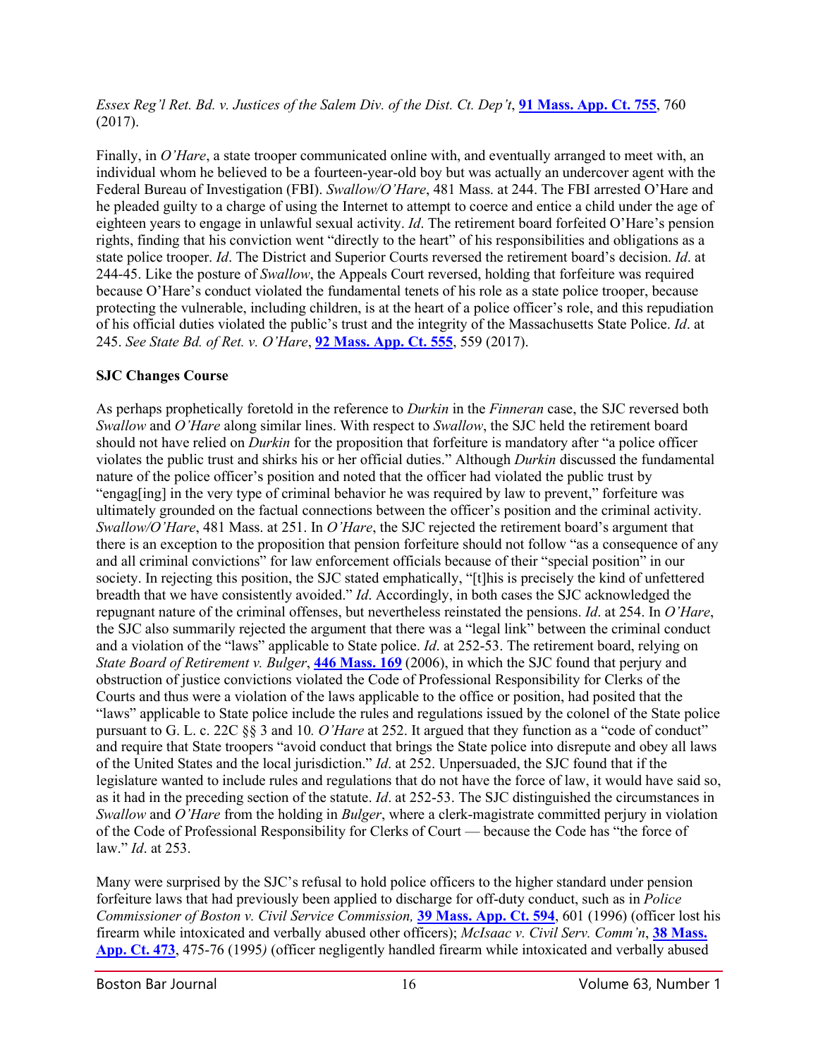*Essex Reg'l Ret. Bd. v. Justices of the Salem Div. of the Dist. Ct. Dep't*, **91 Mass. App. Ct. 755**, 760 (2017).

Finally, in *O'Hare*, a state trooper communicated online with, and eventually arranged to meet with, an individual whom he believed to be a fourteen-year-old boy but was actually an undercover agent with the Federal Bureau of Investigation (FBI). *Swallow/O'Hare*, 481 Mass. at 244. The FBI arrested O'Hare and he pleaded guilty to a charge of using the Internet to attempt to coerce and entice a child under the age of eighteen years to engage in unlawful sexual activity. *Id*. The retirement board forfeited O'Hare's pension rights, finding that his conviction went "directly to the heart" of his responsibilities and obligations as a state police trooper. *Id*. The District and Superior Courts reversed the retirement board's decision. *Id*. at 244-45. Like the posture of *Swallow*, the Appeals Court reversed, holding that forfeiture was required because O'Hare's conduct violated the fundamental tenets of his role as a state police trooper, because protecting the vulnerable, including children, is at the heart of a police officer's role, and this repudiation of his official duties violated the public's trust and the integrity of the Massachusetts State Police. *Id*. at 245. *See State Bd. of Ret. v. O'Hare*, **92 Mass. App. Ct. 555**, 559 (2017).

**SJC Changes Course**

As perhaps prophetically foretold in the reference to *Durkin* in the *Finneran* case, the SJC reversed both *Swallow* and *O'Hare* along similar lines. With respect to *Swallow*, the SJC held the retirement board should not have relied on *Durkin* for the proposition that forfeiture is mandatory after "a police officer violates the public trust and shirks his or her official duties." Although *Durkin* discussed the fundamental nature of the police officer's position and noted that the officer had violated the public trust by "engag[ing] in the very type of criminal behavior he was required by law to prevent," forfeiture was ultimately grounded on the factual connections between the officer's position and the criminal activity. *Swallow/O'Hare*, 481 Mass. at 251. In *O'Hare*, the SJC rejected the retirement board's argument that there is an exception to the proposition that pension forfeiture should not follow "as a consequence of any and all criminal convictions" for law enforcement officials because of their "special position" in our society. In rejecting this position, the SJC stated emphatically, "[t]his is precisely the kind of unfettered breadth that we have consistently avoided." *Id*. Accordingly, in both cases the SJC acknowledged the repugnant nature of the criminal offenses, but nevertheless reinstated the pensions. *Id*. at 254. In *O'Hare*, the SJC also summarily rejected the argument that there was a "legal link" between the criminal conduct and a violation of the "laws" applicable to State police. *Id*. at 252-53. The retirement board, relying on *State Board of Retirement v. Bulger*, **446 Mass. 169** (2006), in which the SJC found that perjury and obstruction of justice convictions violated the Code of Professional Responsibility for Clerks of the Courts and thus were a violation of the laws applicable to the office or position, had posited that the "laws" applicable to State police include the rules and regulations issued by the colonel of the State police pursuant to G. L. c. 22C §§ 3 and 10. *O'Hare* at 252. It argued that they function as a "code of conduct" and require that State troopers "avoid conduct that brings the State police into disrepute and obey all laws of the United States and the local jurisdiction." *Id*. at 252. Unpersuaded, the SJC found that if the legislature wanted to include rules and regulations that do not have the force of law, it would have said so, as it had in the preceding section of the statute. *Id*. at 252-53. The SJC distinguished the circumstances in *Swallow* and *O'Hare* from the holding in *Bulger*, where a clerk-magistrate committed perjury in violation of the Code of Professional Responsibility for Clerks of Court — because the Code has "the force of law." *Id*. at 253.

Many were surprised by the SJC's refusal to hold police officers to the higher standard under pension forfeiture laws that had previously been applied to discharge for off-duty conduct, such as in *Police Commissioner of Boston v. Civil Service Commission,* **39 Mass. App. Ct. 594**, 601 (1996) (officer lost his firearm while intoxicated and verbally abused other officers); *McIsaac v. Civil Serv. Comm'n*, **38 Mass. App. Ct. 473**, 475-76 (1995*)* (officer negligently handled firearm while intoxicated and verbally abused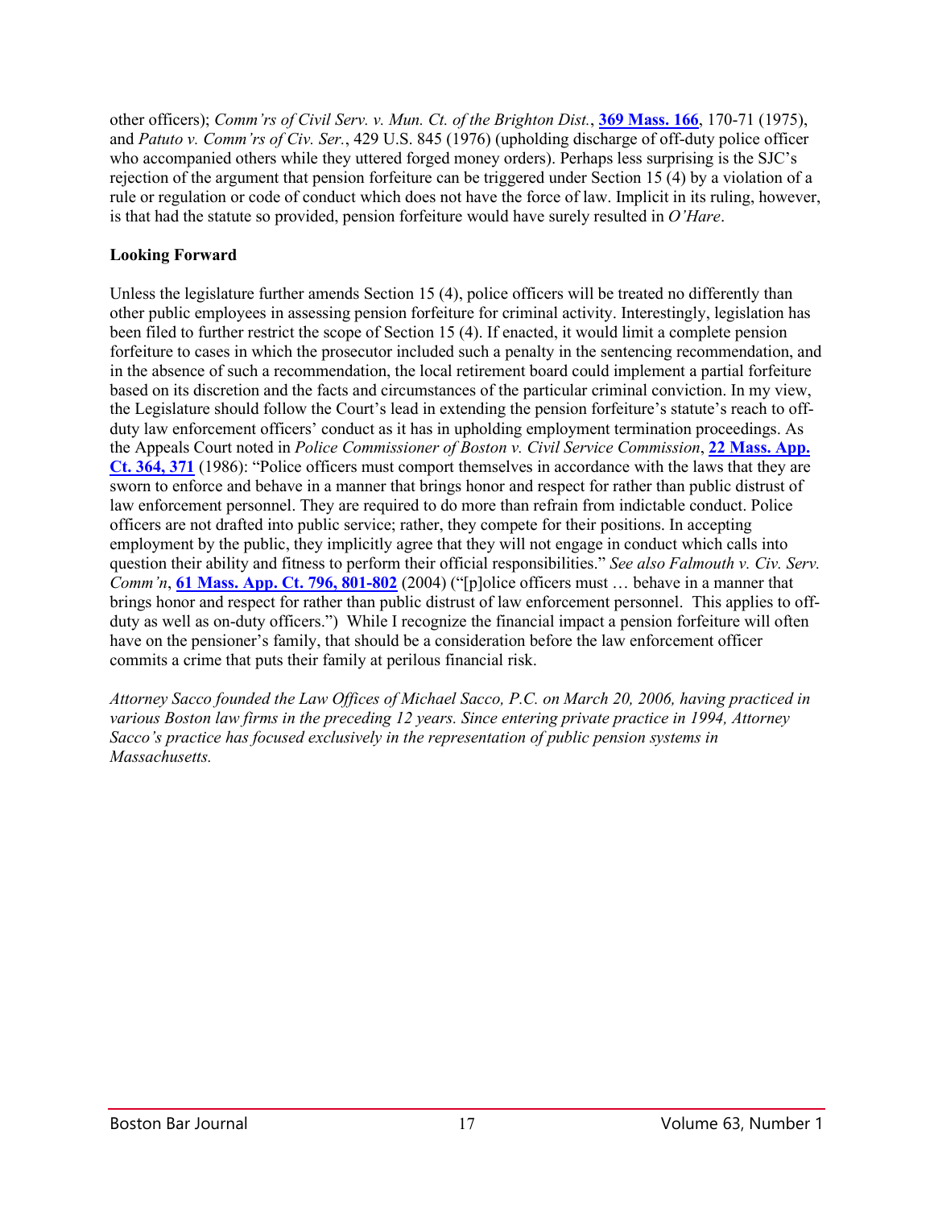other officers); *Comm'rs of Civil Serv. v. Mun. Ct. of the Brighton Dist.*, **369 Mass. 166**, 170-71 (1975), and *Patuto v. Comm'rs of Civ. Ser.*, 429 U.S. 845 (1976) (upholding discharge of off-duty police officer who accompanied others while they uttered forged money orders). Perhaps less surprising is the SJC's rejection of the argument that pension forfeiture can be triggered under Section 15 (4) by a violation of a rule or regulation or code of conduct which does not have the force of law. Implicit in its ruling, however, is that had the statute so provided, pension forfeiture would have surely resulted in *O'Hare*.

**Looking Forward**

Unless the legislature further amends Section 15 (4), police officers will be treated no differently than other public employees in assessing pension forfeiture for criminal activity. Interestingly, legislation has been filed to further restrict the scope of Section 15 (4). If enacted, it would limit a complete pension forfeiture to cases in which the prosecutor included such a penalty in the sentencing recommendation, and in the absence of such a recommendation, the local retirement board could implement a partial forfeiture based on its discretion and the facts and circumstances of the particular criminal conviction. In my view, the Legislature should follow the Court's lead in extending the pension forfeiture's statute's reach to off-duty law enforcement officers' conduct as it has in upholding employment termination proceedings. As the Appeals Court noted in *Police Commissioner of Boston v. Civil Service Commission*, **22 Mass. App. Ct. 364, 371** (1986): "Police officers must comport themselves in accordance with the laws that they are sworn to enforce and behave in a manner that brings honor and respect for rather than public distrust of law enforcement personnel. They are required to do more than refrain from indictable conduct. Police officers are not drafted into public service; rather, they compete for their positions. In accepting employment by the public, they implicitly agree that they will not engage in conduct which calls into question their ability and fitness to perform their official responsibilities." *See also Falmouth v. Civ. Serv. Comm'n*, **61 Mass. App. Ct. 796, 801-802** (2004) ("[p]olice officers must … behave in a manner that brings honor and respect for rather than public distrust of law enforcement personnel. This applies to off-duty as well as on-duty officers.") While I recognize the financial impact a pension forfeiture will often have on the pensioner's family, that should be a consideration before the law enforcement officer commits a crime that puts their family at perilous financial risk.

*Attorney Sacco founded the Law Offices of Michael Sacco, P.C. on March 20, 2006, having practiced in various Boston law firms in the preceding 12 years. Since entering private practice in 1994, Attorney Sacco's practice has focused exclusively in the representation of public pension systems in Massachusetts.*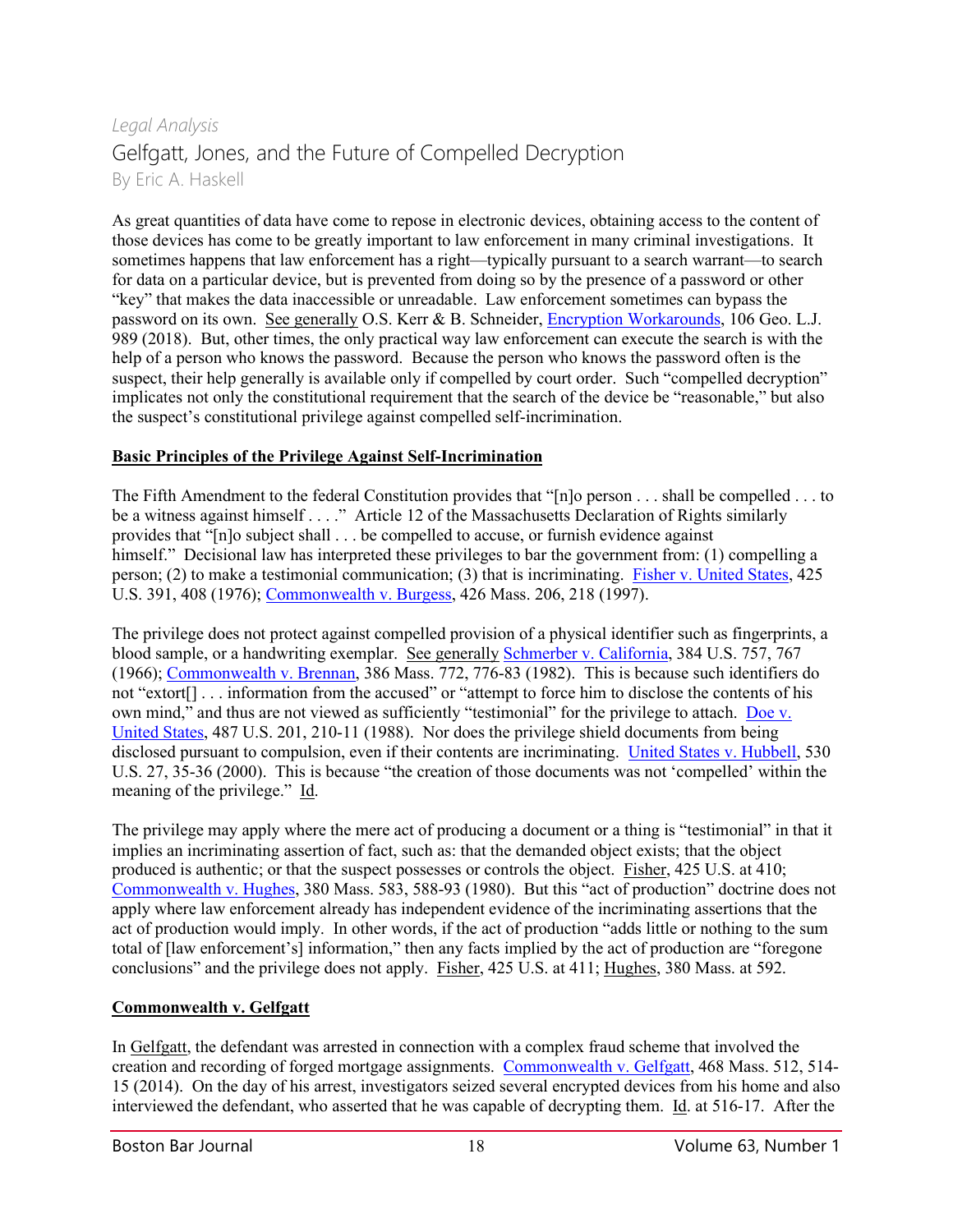*Legal Analysis*

# Gelfgatt, Jones, and the Future of Compelled Decryption

By Eric A. Haskell

As great quantities of data have come to repose in electronic devices, obtaining access to the content of those devices has come to be greatly important to law enforcement in many criminal investigations. It sometimes happens that law enforcement has a right—typically pursuant to a search warrant—to search for data on a particular device, but is prevented from doing so by the presence of a password or other "key" that makes the data inaccessible or unreadable. Law enforcement sometimes can bypass the password on its own. See generally O.S. Kerr & B. Schneider, Encryption Workarounds, 106 Geo. L.J. 989 (2018). But, other times, the only practical way law enforcement can execute the search is with the help of a person who knows the password. Because the person who knows the password often is the suspect, their help generally is available only if compelled by court order. Such "compelled decryption" implicates not only the constitutional requirement that the search of the device be "reasonable," but also the suspect's constitutional privilege against compelled self-incrimination.

## Basic Principles of the Privilege Against Self-Incrimination

The Fifth Amendment to the federal Constitution provides that "[n]o person . . . shall be compelled . . . to be a witness against himself . . . ." Article 12 of the Massachusetts Declaration of Rights similarly provides that "[n]o subject shall . . . be compelled to accuse, or furnish evidence against himself." Decisional law has interpreted these privileges to bar the government from: (1) compelling a person; (2) to make a testimonial communication; (3) that is incriminating. Fisher v. United States, 425 U.S. 391, 408 (1976); Commonwealth v. Burgess, 426 Mass. 206, 218 (1997).

The privilege does not protect against compelled provision of a physical identifier such as fingerprints, a blood sample, or a handwriting exemplar. See generally Schmerber v. California, 384 U.S. 757, 767 (1966); Commonwealth v. Brennan, 386 Mass. 772, 776-83 (1982). This is because such identifiers do not "extort[] . . . information from the accused" or "attempt to force him to disclose the contents of his own mind," and thus are not viewed as sufficiently "testimonial" for the privilege to attach. Doe v. United States, 487 U.S. 201, 210-11 (1988). Nor does the privilege shield documents from being disclosed pursuant to compulsion, even if their contents are incriminating. United States v. Hubbell, 530 U.S. 27, 35-36 (2000). This is because "the creation of those documents was not 'compelled' within the meaning of the privilege." Id.

The privilege may apply where the mere act of producing a document or a thing is "testimonial" in that it implies an incriminating assertion of fact, such as: that the demanded object exists; that the object produced is authentic; or that the suspect possesses or controls the object. Fisher, 425 U.S. at 410; Commonwealth v. Hughes, 380 Mass. 583, 588-93 (1980). But this "act of production" doctrine does not apply where law enforcement already has independent evidence of the incriminating assertions that the act of production would imply. In other words, if the act of production "adds little or nothing to the sum total of [law enforcement's] information," then any facts implied by the act of production are "foregone conclusions" and the privilege does not apply. Fisher, 425 U.S. at 411; Hughes, 380 Mass. at 592.

## Commonwealth v. Gelfgatt

In Gelfgatt, the defendant was arrested in connection with a complex fraud scheme that involved the creation and recording of forged mortgage assignments. Commonwealth v. Gelfgatt, 468 Mass. 512, 514-15 (2014). On the day of his arrest, investigators seized several encrypted devices from his home and also interviewed the defendant, who asserted that he was capable of decrypting them. Id. at 516-17. After the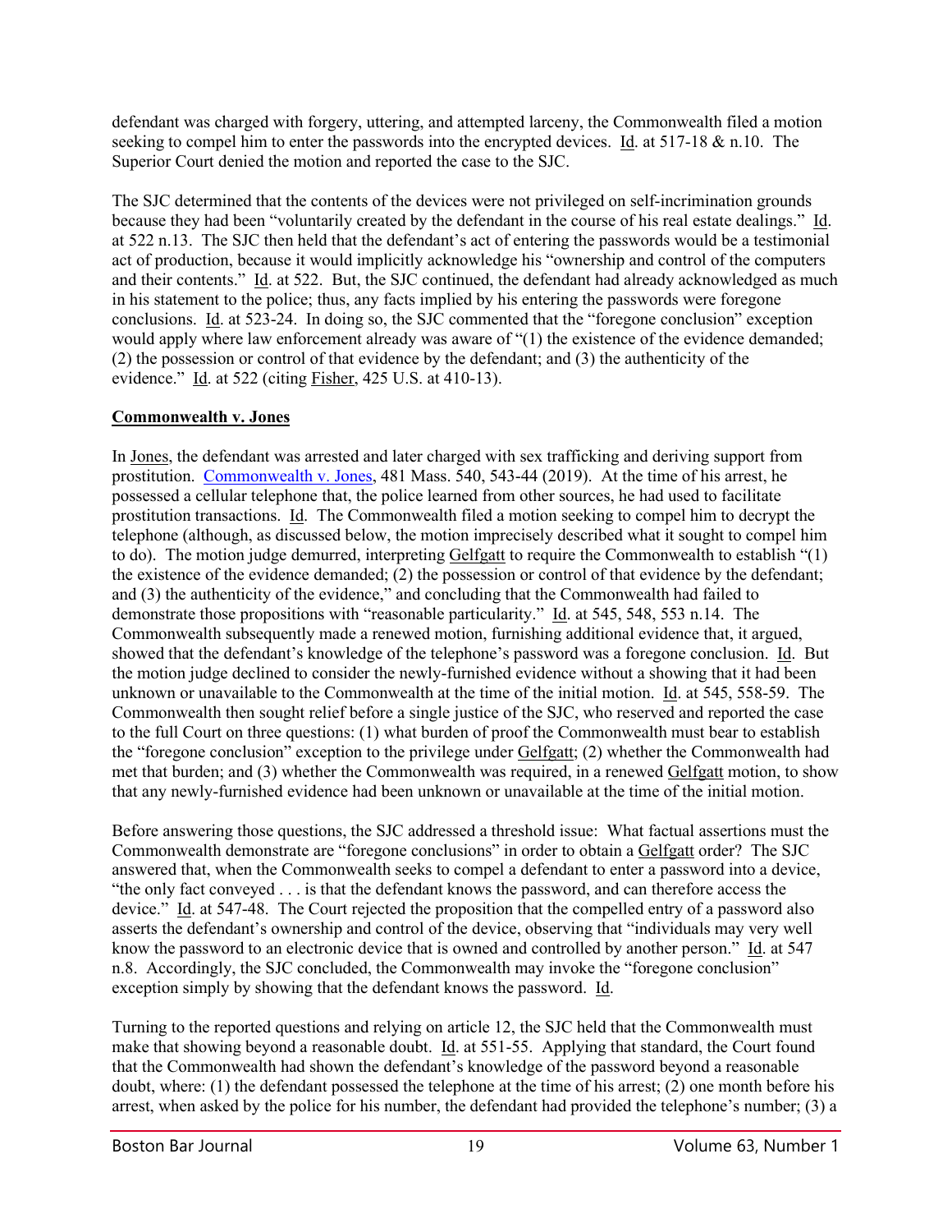defendant was charged with forgery, uttering, and attempted larceny, the Commonwealth filed a motion seeking to compel him to enter the passwords into the encrypted devices. Id. at 517-18 & n.10. The Superior Court denied the motion and reported the case to the SJC.

The SJC determined that the contents of the devices were not privileged on self-incrimination grounds because they had been "voluntarily created by the defendant in the course of his real estate dealings." Id. at 522 n.13. The SJC then held that the defendant's act of entering the passwords would be a testimonial act of production, because it would implicitly acknowledge his "ownership and control of the computers and their contents." Id. at 522. But, the SJC continued, the defendant had already acknowledged as much in his statement to the police; thus, any facts implied by his entering the passwords were foregone conclusions. Id. at 523-24. In doing so, the SJC commented that the "foregone conclusion" exception would apply where law enforcement already was aware of "(1) the existence of the evidence demanded; (2) the possession or control of that evidence by the defendant; and (3) the authenticity of the evidence." Id. at 522 (citing Fisher, 425 U.S. at 410-13).

**Commonwealth v. Jones**

In Jones, the defendant was arrested and later charged with sex trafficking and deriving support from prostitution. Commonwealth v. Jones, 481 Mass. 540, 543-44 (2019). At the time of his arrest, he possessed a cellular telephone that, the police learned from other sources, he had used to facilitate prostitution transactions. Id. The Commonwealth filed a motion seeking to compel him to decrypt the telephone (although, as discussed below, the motion imprecisely described what it sought to compel him to do). The motion judge demurred, interpreting Gelfgatt to require the Commonwealth to establish "(1) the existence of the evidence demanded; (2) the possession or control of that evidence by the defendant; and (3) the authenticity of the evidence," and concluding that the Commonwealth had failed to demonstrate those propositions with "reasonable particularity." Id. at 545, 548, 553 n.14. The Commonwealth subsequently made a renewed motion, furnishing additional evidence that, it argued, showed that the defendant's knowledge of the telephone's password was a foregone conclusion. Id. But the motion judge declined to consider the newly-furnished evidence without a showing that it had been unknown or unavailable to the Commonwealth at the time of the initial motion. Id. at 545, 558-59. The Commonwealth then sought relief before a single justice of the SJC, who reserved and reported the case to the full Court on three questions: (1) what burden of proof the Commonwealth must bear to establish the "foregone conclusion" exception to the privilege under Gelfgatt; (2) whether the Commonwealth had met that burden; and (3) whether the Commonwealth was required, in a renewed Gelfgatt motion, to show that any newly-furnished evidence had been unknown or unavailable at the time of the initial motion.

Before answering those questions, the SJC addressed a threshold issue: What factual assertions must the Commonwealth demonstrate are "foregone conclusions" in order to obtain a Gelfgatt order? The SJC answered that, when the Commonwealth seeks to compel a defendant to enter a password into a device, "the only fact conveyed . . . is that the defendant knows the password, and can therefore access the device." Id. at 547-48. The Court rejected the proposition that the compelled entry of a password also asserts the defendant's ownership and control of the device, observing that "individuals may very well know the password to an electronic device that is owned and controlled by another person." Id. at 547 n.8. Accordingly, the SJC concluded, the Commonwealth may invoke the "foregone conclusion" exception simply by showing that the defendant knows the password. Id.

Turning to the reported questions and relying on article 12, the SJC held that the Commonwealth must make that showing beyond a reasonable doubt. Id. at 551-55. Applying that standard, the Court found that the Commonwealth had shown the defendant's knowledge of the password beyond a reasonable doubt, where: (1) the defendant possessed the telephone at the time of his arrest; (2) one month before his arrest, when asked by the police for his number, the defendant had provided the telephone's number; (3) a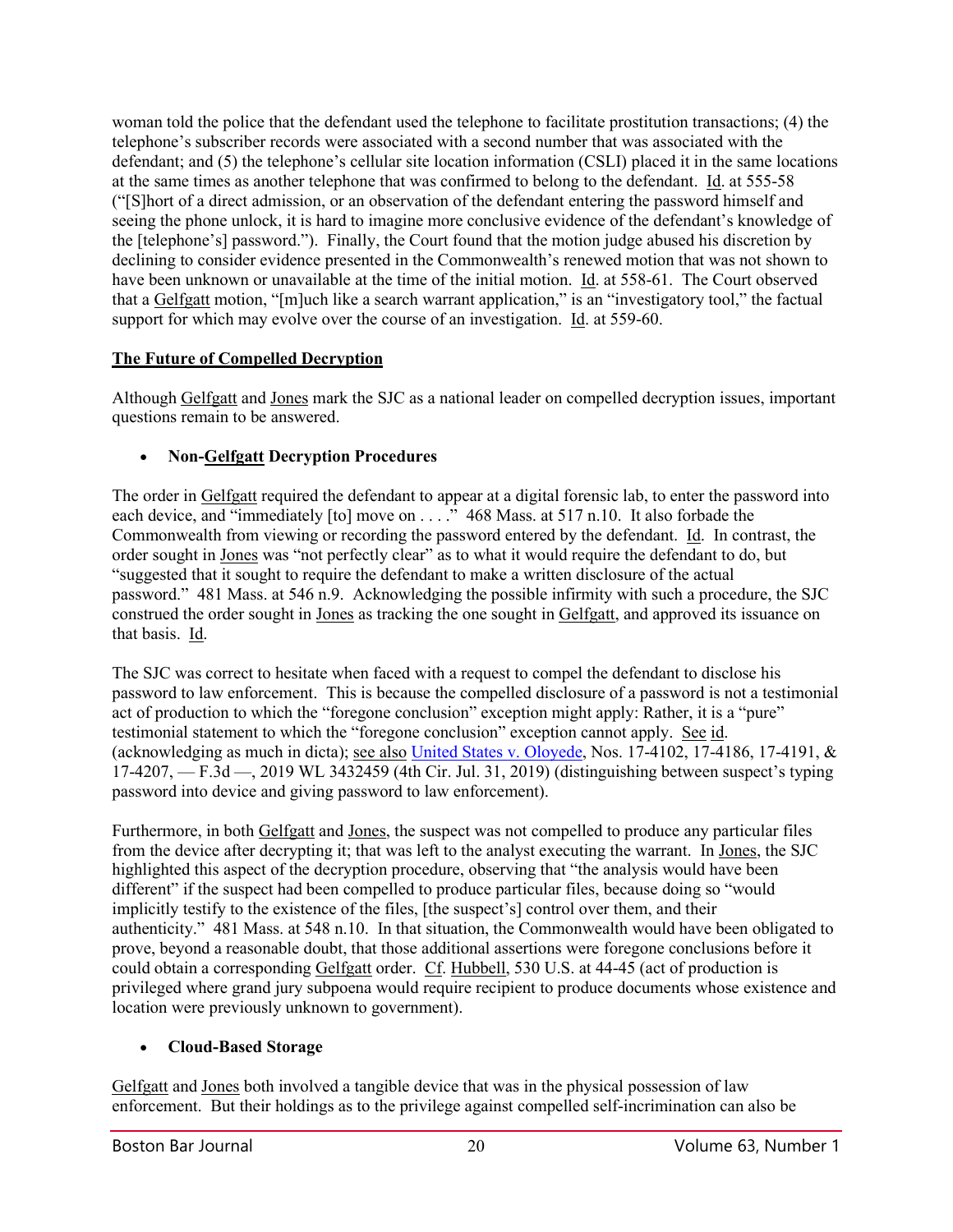woman told the police that the defendant used the telephone to facilitate prostitution transactions; (4) the telephone's subscriber records were associated with a second number that was associated with the defendant; and (5) the telephone's cellular site location information (CSLI) placed it in the same locations at the same times as another telephone that was confirmed to belong to the defendant. Id. at 555-58 ("[S]hort of a direct admission, or an observation of the defendant entering the password himself and seeing the phone unlock, it is hard to imagine more conclusive evidence of the defendant's knowledge of the [telephone's] password."). Finally, the Court found that the motion judge abused his discretion by declining to consider evidence presented in the Commonwealth's renewed motion that was not shown to have been unknown or unavailable at the time of the initial motion. Id. at 558-61. The Court observed that a Gelfgatt motion, "[m]uch like a search warrant application," is an "investigatory tool," the factual support for which may evolve over the course of an investigation. Id. at 559-60.

## The Future of Compelled Decryption

Although Gelfgatt and Jones mark the SJC as a national leader on compelled decryption issues, important questions remain to be answered.

- **Non-Gelfgatt Decryption Procedures**

The order in Gelfgatt required the defendant to appear at a digital forensic lab, to enter the password into each device, and "immediately [to] move on . . . ." 468 Mass. at 517 n.10. It also forbade the Commonwealth from viewing or recording the password entered by the defendant. Id. In contrast, the order sought in Jones was "not perfectly clear" as to what it would require the defendant to do, but "suggested that it sought to require the defendant to make a written disclosure of the actual password." 481 Mass. at 546 n.9. Acknowledging the possible infirmity with such a procedure, the SJC construed the order sought in Jones as tracking the one sought in Gelfgatt, and approved its issuance on that basis. Id.

The SJC was correct to hesitate when faced with a request to compel the defendant to disclose his password to law enforcement. This is because the compelled disclosure of a password is not a testimonial act of production to which the "foregone conclusion" exception might apply: Rather, it is a "pure" testimonial statement to which the "foregone conclusion" exception cannot apply. See id. (acknowledging as much in dicta); see also United States v. Oloyede, Nos. 17-4102, 17-4186, 17-4191, & 17-4207, — F.3d —, 2019 WL 3432459 (4th Cir. Jul. 31, 2019) (distinguishing between suspect's typing password into device and giving password to law enforcement).

Furthermore, in both Gelfgatt and Jones, the suspect was not compelled to produce any particular files from the device after decrypting it; that was left to the analyst executing the warrant. In Jones, the SJC highlighted this aspect of the decryption procedure, observing that "the analysis would have been different" if the suspect had been compelled to produce particular files, because doing so "would implicitly testify to the existence of the files, [the suspect's] control over them, and their authenticity." 481 Mass. at 548 n.10. In that situation, the Commonwealth would have been obligated to prove, beyond a reasonable doubt, that those additional assertions were foregone conclusions before it could obtain a corresponding Gelfgatt order. Cf. Hubbell, 530 U.S. at 44-45 (act of production is privileged where grand jury subpoena would require recipient to produce documents whose existence and location were previously unknown to government).

- **Cloud-Based Storage**

Gelfgatt and Jones both involved a tangible device that was in the physical possession of law enforcement. But their holdings as to the privilege against compelled self-incrimination can also be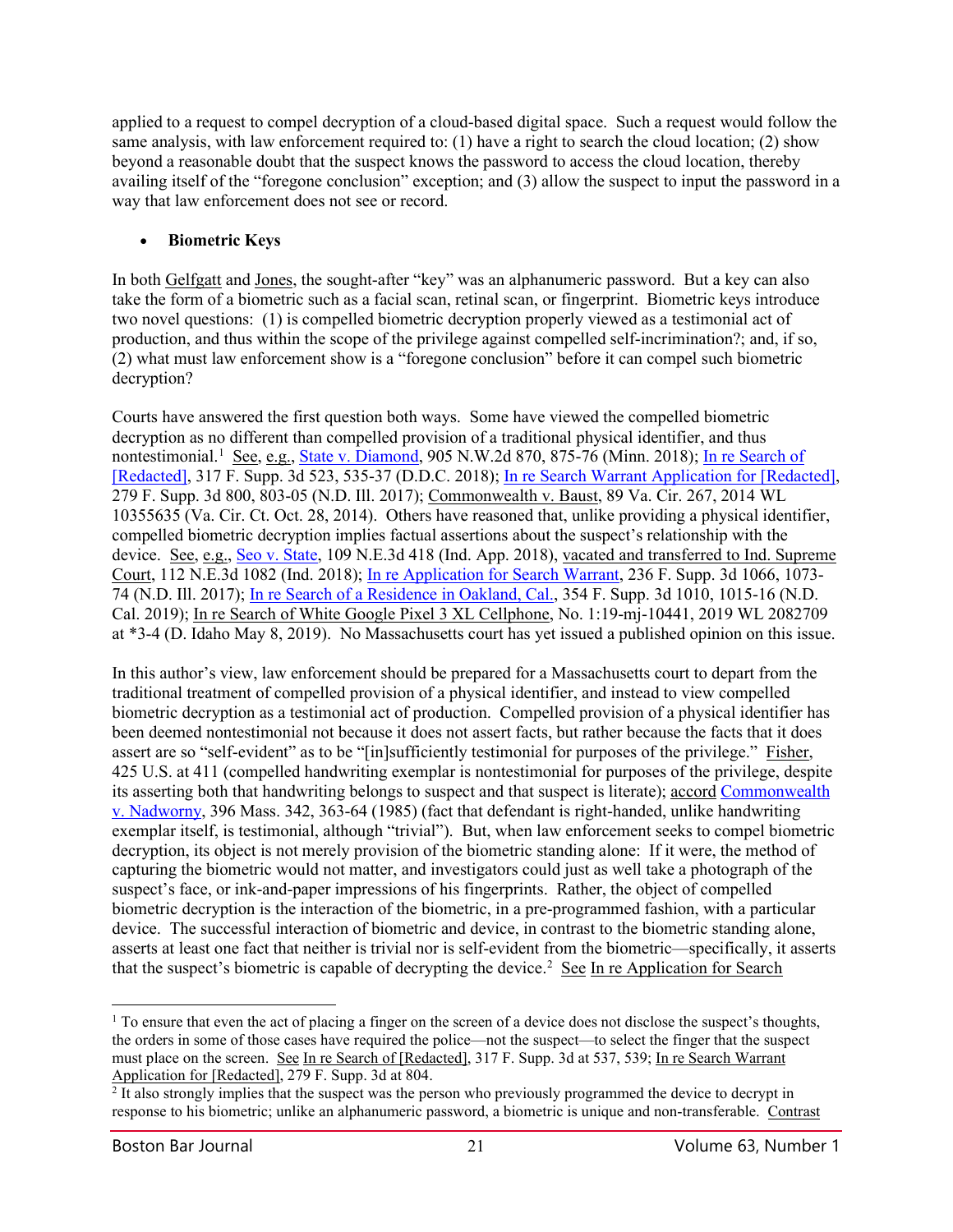applied to a request to compel decryption of a cloud-based digital space. Such a request would follow the same analysis, with law enforcement required to: (1) have a right to search the cloud location; (2) show beyond a reasonable doubt that the suspect knows the password to access the cloud location, thereby availing itself of the "foregone conclusion" exception; and (3) allow the suspect to input the password in a way that law enforcement does not see or record.

- **Biometric Keys**

In both Gelfgatt and Jones, the sought-after "key" was an alphanumeric password. But a key can also take the form of a biometric such as a facial scan, retinal scan, or fingerprint. Biometric keys introduce two novel questions: (1) is compelled biometric decryption properly viewed as a testimonial act of production, and thus within the scope of the privilege against compelled self-incrimination?; and, if so, (2) what must law enforcement show is a "foregone conclusion" before it can compel such biometric decryption?

Courts have answered the first question both ways. Some have viewed the compelled biometric decryption as no different than compelled provision of a traditional physical identifier, and thus nontestimonial.[1] See, e.g., State v. Diamond, 905 N.W.2d 870, 875-76 (Minn. 2018); In re Search of [Redacted], 317 F. Supp. 3d 523, 535-37 (D.D.C. 2018); In re Search Warrant Application for [Redacted], 279 F. Supp. 3d 800, 803-05 (N.D. Ill. 2017); Commonwealth v. Baust, 89 Va. Cir. 267, 2014 WL 10355635 (Va. Cir. Ct. Oct. 28, 2014). Others have reasoned that, unlike providing a physical identifier, compelled biometric decryption implies factual assertions about the suspect's relationship with the device. See, e.g., Seo v. State, 109 N.E.3d 418 (Ind. App. 2018), vacated and transferred to Ind. Supreme Court, 112 N.E.3d 1082 (Ind. 2018); In re Application for Search Warrant, 236 F. Supp. 3d 1066, 1073-74 (N.D. Ill. 2017); In re Search of a Residence in Oakland, Cal., 354 F. Supp. 3d 1010, 1015-16 (N.D. Cal. 2019); In re Search of White Google Pixel 3 XL Cellphone, No. 1:19-mj-10441, 2019 WL 2082709 at *3-4 (D. Idaho May 8, 2019). No Massachusetts court has yet issued a published opinion on this issue.

In this author's view, law enforcement should be prepared for a Massachusetts court to depart from the traditional treatment of compelled provision of a physical identifier, and instead to view compelled biometric decryption as a testimonial act of production. Compelled provision of a physical identifier has been deemed nontestimonial not because it does not assert facts, but rather because the facts that it does assert are so "self-evident" as to be "[in]sufficiently testimonial for purposes of the privilege." Fisher, 425 U.S. at 411 (compelled handwriting exemplar is nontestimonial for purposes of the privilege, despite its asserting both that handwriting belongs to suspect and that suspect is literate); accord Commonwealth v. Nadworny, 396 Mass. 342, 363-64 (1985) (fact that defendant is right-handed, unlike handwriting exemplar itself, is testimonial, although "trivial"). But, when law enforcement seeks to compel biometric decryption, its object is not merely provision of the biometric standing alone: If it were, the method of capturing the biometric would not matter, and investigators could just as well take a photograph of the suspect's face, or ink-and-paper impressions of his fingerprints. Rather, the object of compelled biometric decryption is the interaction of the biometric, in a pre-programmed fashion, with a particular device. The successful interaction of biometric and device, in contrast to the biometric standing alone, asserts at least one fact that neither is trivial nor is self-evident from the biometric—specifically, it asserts that the suspect's biometric is capable of decrypting the device.[2] See In re Application for Search

---

[1] To ensure that even the act of placing a finger on the screen of a device does not disclose the suspect's thoughts, the orders in some of those cases have required the police—not the suspect—to select the finger that the suspect must place on the screen. See In re Search of [Redacted], 317 F. Supp. 3d at 537, 539; In re Search Warrant Application for [Redacted], 279 F. Supp. 3d at 804.

[2] It also strongly implies that the suspect was the person who previously programmed the device to decrypt in response to his biometric; unlike an alphanumeric password, a biometric is unique and non-transferable. Contrast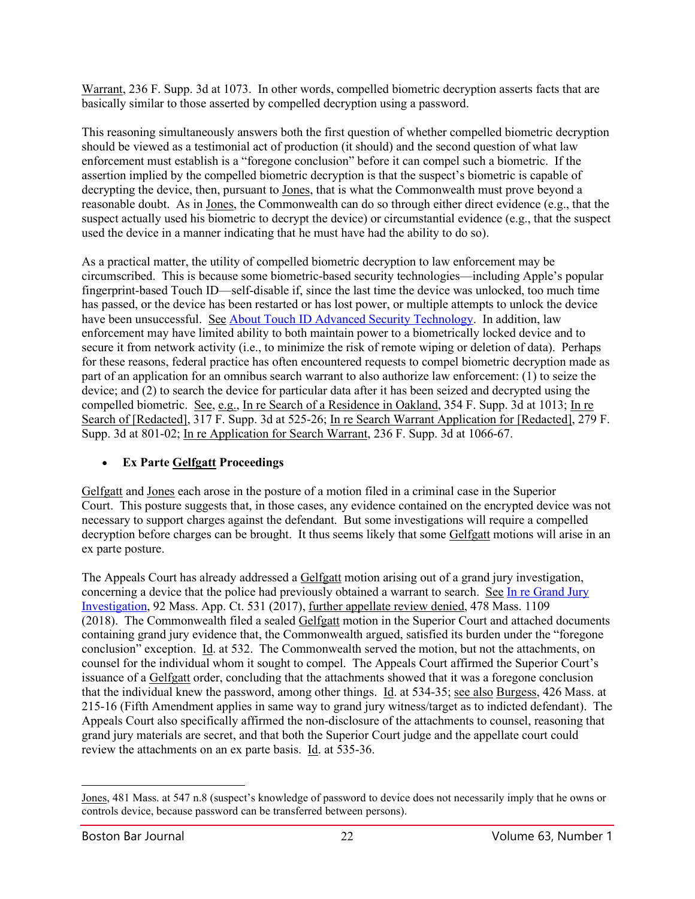Warrant, 236 F. Supp. 3d at 1073. In other words, compelled biometric decryption asserts facts that are basically similar to those asserted by compelled decryption using a password.

This reasoning simultaneously answers both the first question of whether compelled biometric decryption should be viewed as a testimonial act of production (it should) and the second question of what law enforcement must establish is a "foregone conclusion" before it can compel such a biometric. If the assertion implied by the compelled biometric decryption is that the suspect's biometric is capable of decrypting the device, then, pursuant to Jones, that is what the Commonwealth must prove beyond a reasonable doubt. As in Jones, the Commonwealth can do so through either direct evidence (e.g., that the suspect actually used his biometric to decrypt the device) or circumstantial evidence (e.g., that the suspect used the device in a manner indicating that he must have had the ability to do so).

As a practical matter, the utility of compelled biometric decryption to law enforcement may be circumscribed. This is because some biometric-based security technologies—including Apple's popular fingerprint-based Touch ID—self-disable if, since the last time the device was unlocked, too much time has passed, or the device has been restarted or has lost power, or multiple attempts to unlock the device have been unsuccessful. See [About Touch ID Advanced Security Technology](). In addition, law enforcement may have limited ability to both maintain power to a biometrically locked device and to secure it from network activity (i.e., to minimize the risk of remote wiping or deletion of data). Perhaps for these reasons, federal practice has often encountered requests to compel biometric decryption made as part of an application for an omnibus search warrant to also authorize law enforcement: (1) to seize the device; and (2) to search the device for particular data after it has been seized and decrypted using the compelled biometric. See, e.g., In re Search of a Residence in Oakland, 354 F. Supp. 3d at 1013; In re Search of [Redacted], 317 F. Supp. 3d at 525-26; In re Search Warrant Application for [Redacted], 279 F. Supp. 3d at 801-02; In re Application for Search Warrant, 236 F. Supp. 3d at 1066-67.

- **Ex Parte Gelfgatt Proceedings**

Gelfgatt and Jones each arose in the posture of a motion filed in a criminal case in the Superior Court. This posture suggests that, in those cases, any evidence contained on the encrypted device was not necessary to support charges against the defendant. But some investigations will require a compelled decryption before charges can be brought. It thus seems likely that some Gelfgatt motions will arise in an ex parte posture.

The Appeals Court has already addressed a Gelfgatt motion arising out of a grand jury investigation, concerning a device that the police had previously obtained a warrant to search. See [In re Grand Jury Investigation](), 92 Mass. App. Ct. 531 (2017), further appellate review denied, 478 Mass. 1109 (2018). The Commonwealth filed a sealed Gelfgatt motion in the Superior Court and attached documents containing grand jury evidence that, the Commonwealth argued, satisfied its burden under the "foregone conclusion" exception. Id. at 532. The Commonwealth served the motion, but not the attachments, on counsel for the individual whom it sought to compel. The Appeals Court affirmed the Superior Court's issuance of a Gelfgatt order, concluding that the attachments showed that it was a foregone conclusion that the individual knew the password, among other things. Id. at 534-35; see also Burgess, 426 Mass. at 215-16 (Fifth Amendment applies in same way to grand jury witness/target as to indicted defendant). The Appeals Court also specifically affirmed the non-disclosure of the attachments to counsel, reasoning that grand jury materials are secret, and that both the Superior Court judge and the appellate court could review the attachments on an ex parte basis. Id. at 535-36.

---

Jones, 481 Mass. at 547 n.8 (suspect's knowledge of password to device does not necessarily imply that he owns or controls device, because password can be transferred between persons).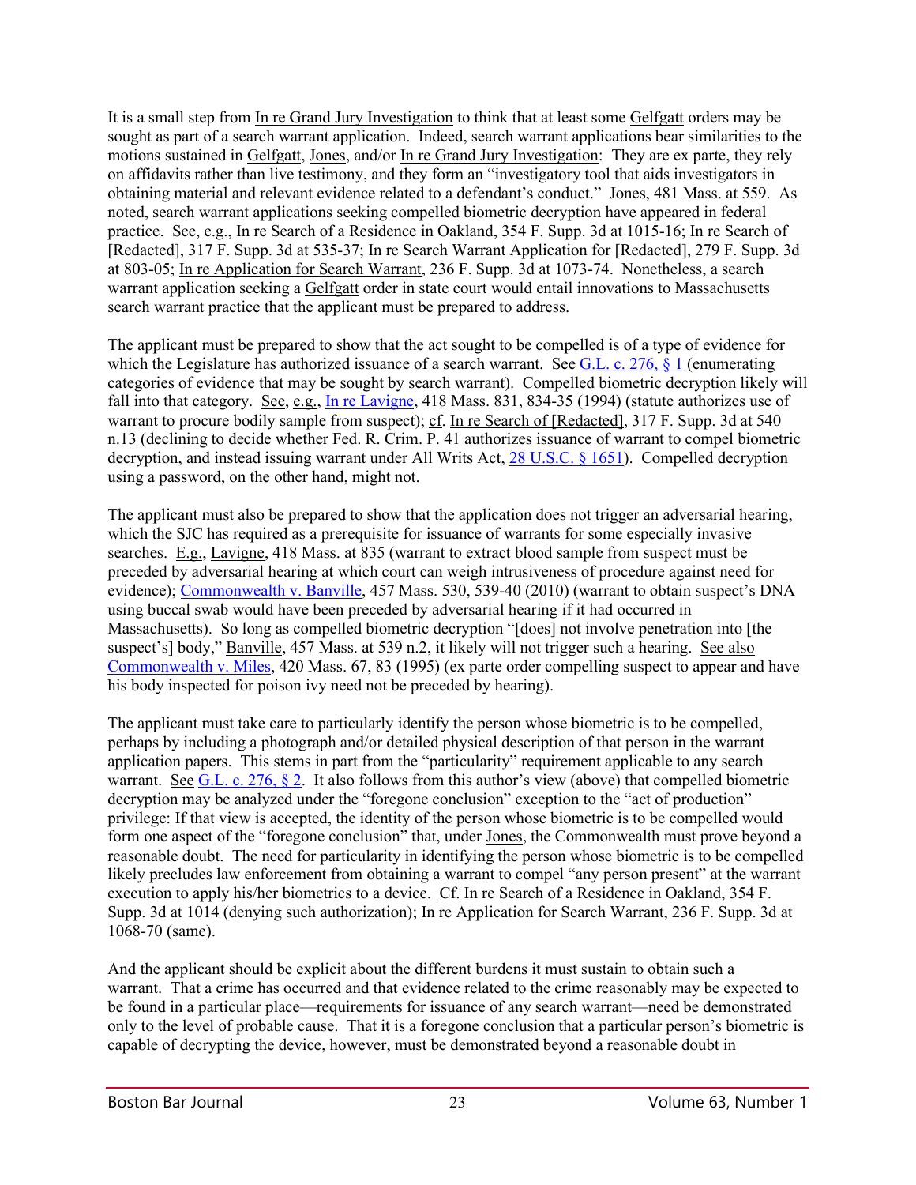It is a small step from In re Grand Jury Investigation to think that at least some Gelfgatt orders may be sought as part of a search warrant application. Indeed, search warrant applications bear similarities to the motions sustained in Gelfgatt, Jones, and/or In re Grand Jury Investigation: They are ex parte, they rely on affidavits rather than live testimony, and they form an "investigatory tool that aids investigators in obtaining material and relevant evidence related to a defendant's conduct." Jones, 481 Mass. at 559. As noted, search warrant applications seeking compelled biometric decryption have appeared in federal practice. See, e.g., In re Search of a Residence in Oakland, 354 F. Supp. 3d at 1015-16; In re Search of [Redacted], 317 F. Supp. 3d at 535-37; In re Search Warrant Application for [Redacted], 279 F. Supp. 3d at 803-05; In re Application for Search Warrant, 236 F. Supp. 3d at 1073-74. Nonetheless, a search warrant application seeking a Gelfgatt order in state court would entail innovations to Massachusetts search warrant practice that the applicant must be prepared to address.

The applicant must be prepared to show that the act sought to be compelled is of a type of evidence for which the Legislature has authorized issuance of a search warrant. See G.L. c. 276, § 1 (enumerating categories of evidence that may be sought by search warrant). Compelled biometric decryption likely will fall into that category. See, e.g., In re Lavigne, 418 Mass. 831, 834-35 (1994) (statute authorizes use of warrant to procure bodily sample from suspect); cf. In re Search of [Redacted], 317 F. Supp. 3d at 540 n.13 (declining to decide whether Fed. R. Crim. P. 41 authorizes issuance of warrant to compel biometric decryption, and instead issuing warrant under All Writs Act, 28 U.S.C. § 1651). Compelled decryption using a password, on the other hand, might not.

The applicant must also be prepared to show that the application does not trigger an adversarial hearing, which the SJC has required as a prerequisite for issuance of warrants for some especially invasive searches. E.g., Lavigne, 418 Mass. at 835 (warrant to extract blood sample from suspect must be preceded by adversarial hearing at which court can weigh intrusiveness of procedure against need for evidence); Commonwealth v. Banville, 457 Mass. 530, 539-40 (2010) (warrant to obtain suspect's DNA using buccal swab would have been preceded by adversarial hearing if it had occurred in Massachusetts). So long as compelled biometric decryption "[does] not involve penetration into [the suspect's] body," Banville, 457 Mass. at 539 n.2, it likely will not trigger such a hearing. See also Commonwealth v. Miles, 420 Mass. 67, 83 (1995) (ex parte order compelling suspect to appear and have his body inspected for poison ivy need not be preceded by hearing).

The applicant must take care to particularly identify the person whose biometric is to be compelled, perhaps by including a photograph and/or detailed physical description of that person in the warrant application papers. This stems in part from the "particularity" requirement applicable to any search warrant. See G.L. c. 276, § 2. It also follows from this author's view (above) that compelled biometric decryption may be analyzed under the "foregone conclusion" exception to the "act of production" privilege: If that view is accepted, the identity of the person whose biometric is to be compelled would form one aspect of the "foregone conclusion" that, under Jones, the Commonwealth must prove beyond a reasonable doubt. The need for particularity in identifying the person whose biometric is to be compelled likely precludes law enforcement from obtaining a warrant to compel "any person present" at the warrant execution to apply his/her biometrics to a device. Cf. In re Search of a Residence in Oakland, 354 F. Supp. 3d at 1014 (denying such authorization); In re Application for Search Warrant, 236 F. Supp. 3d at 1068-70 (same).

And the applicant should be explicit about the different burdens it must sustain to obtain such a warrant. That a crime has occurred and that evidence related to the crime reasonably may be expected to be found in a particular place—requirements for issuance of any search warrant—need be demonstrated only to the level of probable cause. That it is a foregone conclusion that a particular person's biometric is capable of decrypting the device, however, must be demonstrated beyond a reasonable doubt in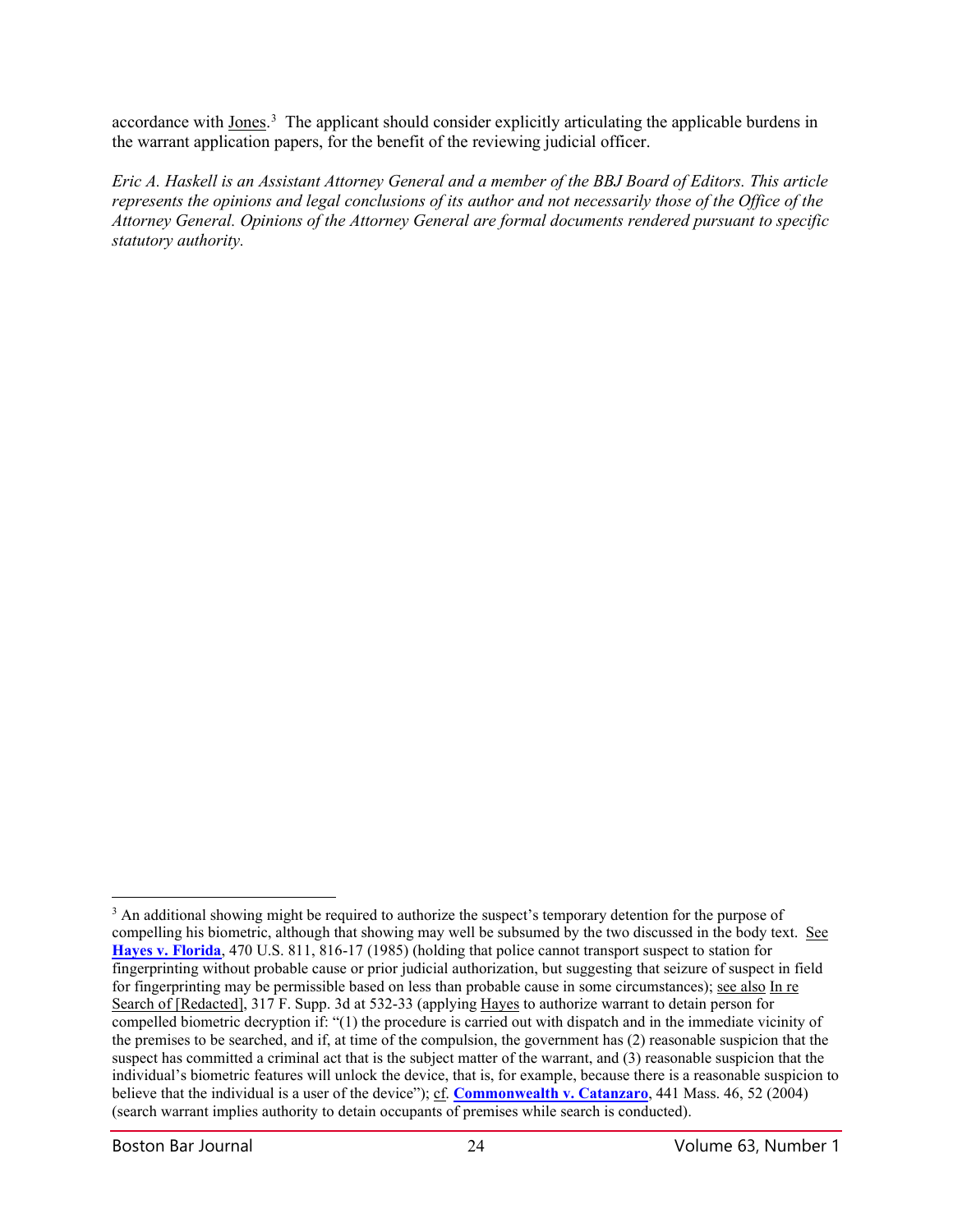accordance with Jones.[3] The applicant should consider explicitly articulating the applicable burdens in the warrant application papers, for the benefit of the reviewing judicial officer.

*Eric A. Haskell is an Assistant Attorney General and a member of the BBJ Board of Editors. This article represents the opinions and legal conclusions of its author and not necessarily those of the Office of the Attorney General. Opinions of the Attorney General are formal documents rendered pursuant to specific statutory authority.*

---

[3] An additional showing might be required to authorize the suspect's temporary detention for the purpose of compelling his biometric, although that showing may well be subsumed by the two discussed in the body text. See **Hayes v. Florida**, 470 U.S. 811, 816-17 (1985) (holding that police cannot transport suspect to station for fingerprinting without probable cause or prior judicial authorization, but suggesting that seizure of suspect in field for fingerprinting may be permissible based on less than probable cause in some circumstances); see also In re Search of [Redacted], 317 F. Supp. 3d at 532-33 (applying Hayes to authorize warrant to detain person for compelled biometric decryption if: "(1) the procedure is carried out with dispatch and in the immediate vicinity of the premises to be searched, and if, at time of the compulsion, the government has (2) reasonable suspicion that the suspect has committed a criminal act that is the subject matter of the warrant, and (3) reasonable suspicion that the individual's biometric features will unlock the device, that is, for example, because there is a reasonable suspicion to believe that the individual is a user of the device"); cf. **Commonwealth v. Catanzaro**, 441 Mass. 46, 52 (2004) (search warrant implies authority to detain occupants of premises while search is conducted).